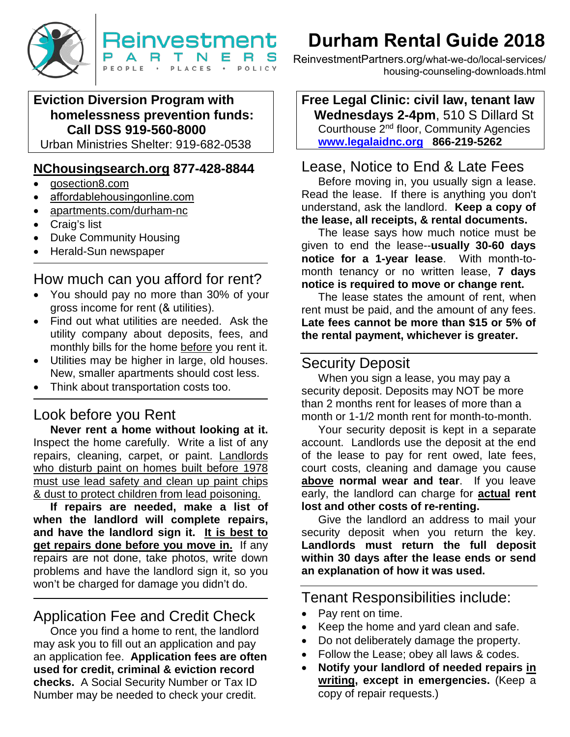Reinvestment PARTNERS
PEOPLE • PLACES • POLICY

# Durham Rental Guide 2018

ReinvestmentPartners.org/what-we-do/local-services/housing-counseling-downloads.html

**Eviction Diversion Program with homelessness prevention funds: Call DSS 919-560-8000**
Urban Ministries Shelter: 919-682-0538

## NChousingsearch.org 877-428-8844

- gosection8.com
- affordablehousingonline.com
- apartments.com/durham-nc
- Craig's list
- Duke Community Housing
- Herald-Sun newspaper

## How much can you afford for rent?

- You should pay no more than 30% of your gross income for rent (& utilities).
- Find out what utilities are needed. Ask the utility company about deposits, fees, and monthly bills for the home before you rent it.
- Utilities may be higher in large, old houses. New, smaller apartments should cost less.
- Think about transportation costs too.

## Look before you Rent

**Never rent a home without looking at it.** Inspect the home carefully. Write a list of any repairs, cleaning, carpet, or paint. Landlords who disturb paint on homes built before 1978 must use lead safety and clean up paint chips & dust to protect children from lead poisoning.

**If repairs are needed, make a list of when the landlord will complete repairs, and have the landlord sign it. It is best to get repairs done before you move in.** If any repairs are not done, take photos, write down problems and have the landlord sign it, so you won't be charged for damage you didn't do.

## Application Fee and Credit Check

Once you find a home to rent, the landlord may ask you to fill out an application and pay an application fee. **Application fees are often used for credit, criminal & eviction record checks.** A Social Security Number or Tax ID Number may be needed to check your credit.

**Free Legal Clinic: civil law, tenant law**
**Wednesdays 2-4pm**, 510 S Dillard St
Courthouse 2nd floor, Community Agencies
**www.legalaidnc.org 866-219-5262**

## Lease, Notice to End & Late Fees

Before moving in, you usually sign a lease. Read the lease. If there is anything you don't understand, ask the landlord. **Keep a copy of the lease, all receipts, & rental documents.**

The lease says how much notice must be given to end the lease--**usually 30-60 days notice for a 1-year lease**. With month-to-month tenancy or no written lease, **7 days notice is required to move or change rent.**

The lease states the amount of rent, when rent must be paid, and the amount of any fees. **Late fees cannot be more than $15 or 5% of the rental payment, whichever is greater.**

## Security Deposit

When you sign a lease, you may pay a security deposit. Deposits may NOT be more than 2 months rent for leases of more than a month or 1-1/2 month rent for month-to-month.

Your security deposit is kept in a separate account. Landlords use the deposit at the end of the lease to pay for rent owed, late fees, court costs, cleaning and damage you cause **above normal wear and tear**. If you leave early, the landlord can charge for **actual rent lost and other costs of re-renting.**

Give the landlord an address to mail your security deposit when you return the key. **Landlords must return the full deposit within 30 days after the lease ends or send an explanation of how it was used.**

## Tenant Responsibilities include:

- Pay rent on time.
- Keep the home and yard clean and safe.
- Do not deliberately damage the property.
- Follow the Lease; obey all laws & codes.
- **Notify your landlord of needed repairs in writing, except in emergencies.** (Keep a copy of repair requests.)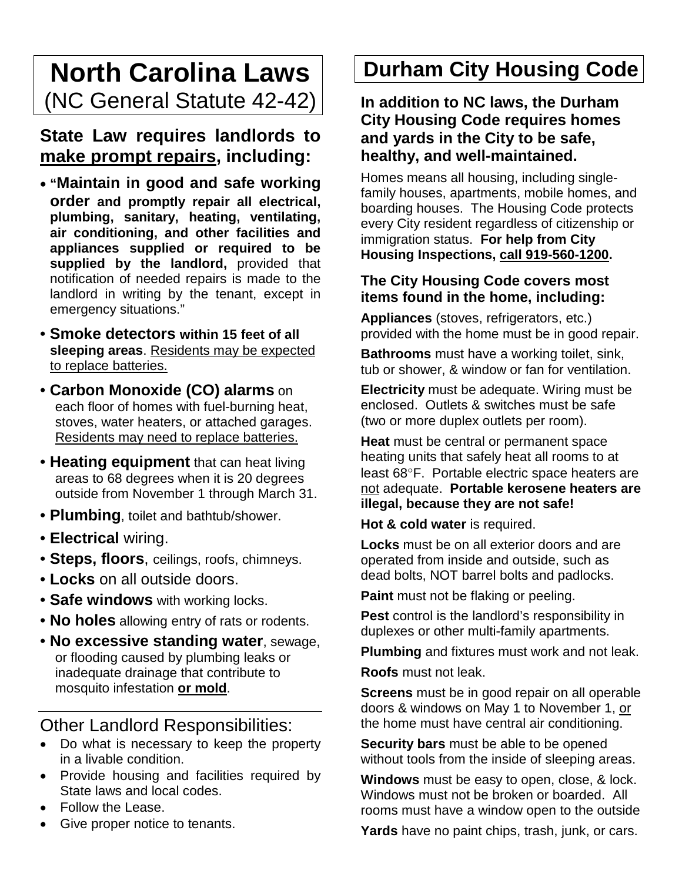# North Carolina Laws
(NC General Statute 42-42)

## State Law requires landlords to make prompt repairs, including:

- "**Maintain in good and safe working order and promptly repair all electrical, plumbing, sanitary, heating, ventilating, air conditioning, and other facilities and appliances supplied or required to be supplied by the landlord,** provided that notification of needed repairs is made to the landlord in writing by the tenant, except in emergency situations."
- **Smoke detectors within 15 feet of all sleeping areas**. Residents may be expected to replace batteries.
- **Carbon Monoxide (CO) alarms** on each floor of homes with fuel-burning heat, stoves, water heaters, or attached garages. Residents may need to replace batteries.
- **Heating equipment** that can heat living areas to 68 degrees when it is 20 degrees outside from November 1 through March 31.
- **Plumbing**, toilet and bathtub/shower.
- **Electrical** wiring.
- **Steps, floors**, ceilings, roofs, chimneys.
- **Locks** on all outside doors.
- **Safe windows** with working locks.
- **No holes** allowing entry of rats or rodents.
- **No excessive standing water**, sewage, or flooding caused by plumbing leaks or inadequate drainage that contribute to mosquito infestation **or mold**.

## Other Landlord Responsibilities:

- Do what is necessary to keep the property in a livable condition.
- Provide housing and facilities required by State laws and local codes.
- Follow the Lease.
- Give proper notice to tenants.

# Durham City Housing Code

### In addition to NC laws, the Durham City Housing Code requires homes and yards in the City to be safe, healthy, and well-maintained.

Homes means all housing, including single-family houses, apartments, mobile homes, and boarding houses. The Housing Code protects every City resident regardless of citizenship or immigration status. **For help from City Housing Inspections, call 919-560-1200.**

### The City Housing Code covers most items found in the home, including:

**Appliances** (stoves, refrigerators, etc.) provided with the home must be in good repair.

**Bathrooms** must have a working toilet, sink, tub or shower, & window or fan for ventilation.

**Electricity** must be adequate. Wiring must be enclosed. Outlets & switches must be safe (two or more duplex outlets per room).

**Heat** must be central or permanent space heating units that safely heat all rooms to at least 68°F. Portable electric space heaters are not adequate. **Portable kerosene heaters are illegal, because they are not safe!**

**Hot & cold water** is required.

**Locks** must be on all exterior doors and are operated from inside and outside, such as dead bolts, NOT barrel bolts and padlocks.

**Paint** must not be flaking or peeling.

**Pest** control is the landlord's responsibility in duplexes or other multi-family apartments.

**Plumbing** and fixtures must work and not leak.

**Roofs** must not leak.

**Screens** must be in good repair on all operable doors & windows on May 1 to November 1, or the home must have central air conditioning.

**Security bars** must be able to be opened without tools from the inside of sleeping areas.

**Windows** must be easy to open, close, & lock. Windows must not be broken or boarded. All rooms must have a window open to the outside

**Yards** have no paint chips, trash, junk, or cars.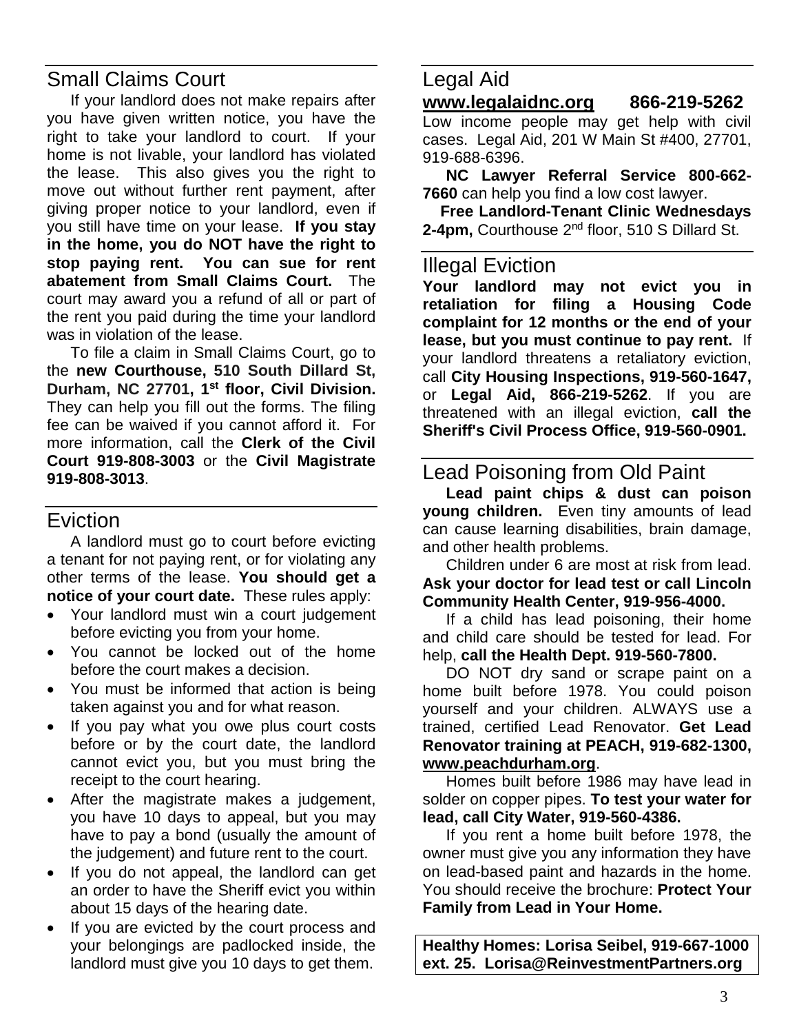## Small Claims Court

If your landlord does not make repairs after you have given written notice, you have the right to take your landlord to court. If your home is not livable, your landlord has violated the lease. This also gives you the right to move out without further rent payment, after giving proper notice to your landlord, even if you still have time on your lease. **If you stay in the home, you do NOT have the right to stop paying rent. You can sue for rent abatement from Small Claims Court.** The court may award you a refund of all or part of the rent you paid during the time your landlord was in violation of the lease.

To file a claim in Small Claims Court, go to the **new Courthouse, 510 South Dillard St, Durham, NC 27701, 1st floor, Civil Division.** They can help you fill out the forms. The filing fee can be waived if you cannot afford it. For more information, call the **Clerk of the Civil Court 919-808-3003** or the **Civil Magistrate 919-808-3013**.

## Eviction

A landlord must go to court before evicting a tenant for not paying rent, or for violating any other terms of the lease. **You should get a notice of your court date.** These rules apply:

- Your landlord must win a court judgement before evicting you from your home.
- You cannot be locked out of the home before the court makes a decision.
- You must be informed that action is being taken against you and for what reason.
- If you pay what you owe plus court costs before or by the court date, the landlord cannot evict you, but you must bring the receipt to the court hearing.
- After the magistrate makes a judgement, you have 10 days to appeal, but you may have to pay a bond (usually the amount of the judgement) and future rent to the court.
- If you do not appeal, the landlord can get an order to have the Sheriff evict you within about 15 days of the hearing date.
- If you are evicted by the court process and your belongings are padlocked inside, the landlord must give you 10 days to get them.

## Legal Aid

**www.legalaidnc.org 866-219-5262**

Low income people may get help with civil cases. Legal Aid, 201 W Main St #400, 27701, 919-688-6396.

**NC Lawyer Referral Service 800-662-7660** can help you find a low cost lawyer.

**Free Landlord-Tenant Clinic Wednesdays 2-4pm,** Courthouse 2nd floor, 510 S Dillard St.

## Illegal Eviction

**Your landlord may not evict you in retaliation for filing a Housing Code complaint for 12 months or the end of your lease, but you must continue to pay rent.** If your landlord threatens a retaliatory eviction, call **City Housing Inspections, 919-560-1647,** or **Legal Aid, 866-219-5262**. If you are threatened with an illegal eviction, **call the Sheriff's Civil Process Office, 919-560-0901.**

## Lead Poisoning from Old Paint

**Lead paint chips & dust can poison young children.** Even tiny amounts of lead can cause learning disabilities, brain damage, and other health problems.

Children under 6 are most at risk from lead. **Ask your doctor for lead test or call Lincoln Community Health Center, 919-956-4000.**

If a child has lead poisoning, their home and child care should be tested for lead. For help, **call the Health Dept. 919-560-7800.**

DO NOT dry sand or scrape paint on a home built before 1978. You could poison yourself and your children. ALWAYS use a trained, certified Lead Renovator. **Get Lead Renovator training at PEACH, 919-682-1300, www.peachdurham.org**.

Homes built before 1986 may have lead in solder on copper pipes. **To test your water for lead, call City Water, 919-560-4386.**

If you rent a home built before 1978, the owner must give you any information they have on lead-based paint and hazards in the home. You should receive the brochure: **Protect Your Family from Lead in Your Home.**

**Healthy Homes: Lorisa Seibel, 919-667-1000 ext. 25. Lorisa@ReinvestmentPartners.org**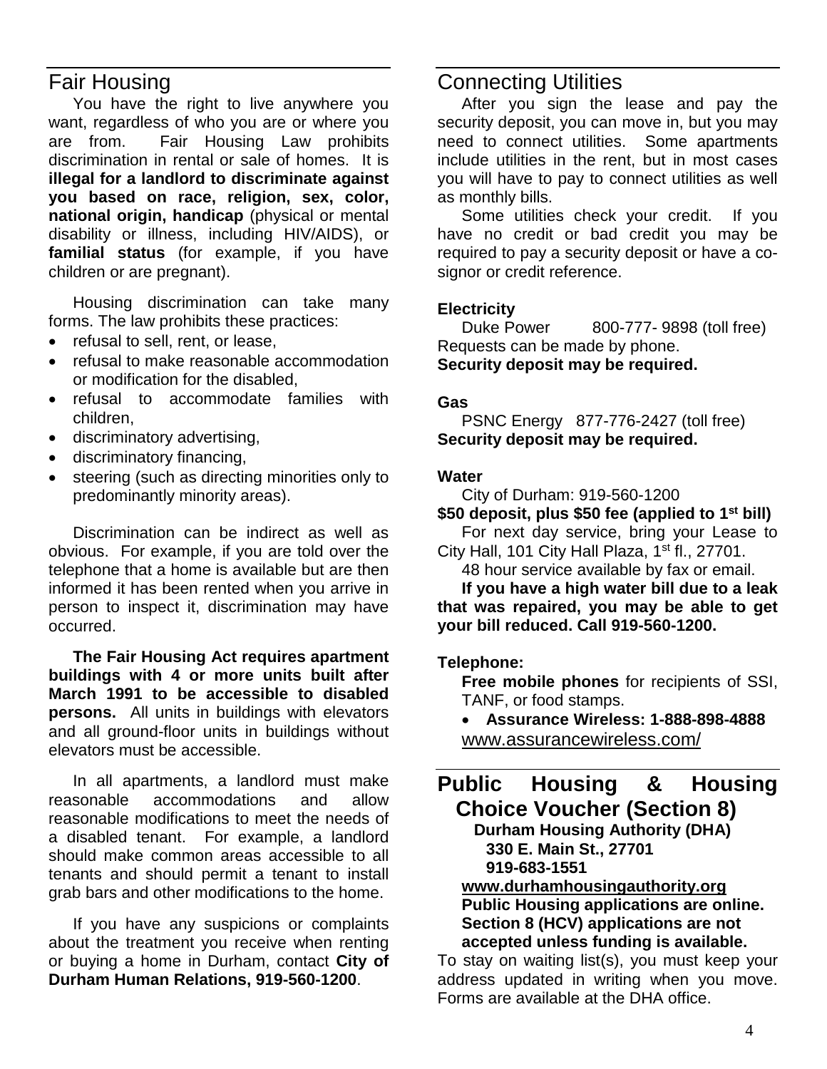## Fair Housing

You have the right to live anywhere you want, regardless of who you are or where you are from. Fair Housing Law prohibits discrimination in rental or sale of homes. It is **illegal for a landlord to discriminate against you based on race, religion, sex, color, national origin, handicap** (physical or mental disability or illness, including HIV/AIDS), or **familial status** (for example, if you have children or are pregnant).

Housing discrimination can take many forms. The law prohibits these practices:

- refusal to sell, rent, or lease,
- refusal to make reasonable accommodation or modification for the disabled,
- refusal to accommodate families with children,
- discriminatory advertising,
- discriminatory financing,
- steering (such as directing minorities only to predominantly minority areas).

Discrimination can be indirect as well as obvious. For example, if you are told over the telephone that a home is available but are then informed it has been rented when you arrive in person to inspect it, discrimination may have occurred.

**The Fair Housing Act requires apartment buildings with 4 or more units built after March 1991 to be accessible to disabled persons.** All units in buildings with elevators and all ground-floor units in buildings without elevators must be accessible.

In all apartments, a landlord must make reasonable accommodations and allow reasonable modifications to meet the needs of a disabled tenant. For example, a landlord should make common areas accessible to all tenants and should permit a tenant to install grab bars and other modifications to the home.

If you have any suspicions or complaints about the treatment you receive when renting or buying a home in Durham, contact **City of Durham Human Relations, 919-560-1200**.

## Connecting Utilities

After you sign the lease and pay the security deposit, you can move in, but you may need to connect utilities. Some apartments include utilities in the rent, but in most cases you will have to pay to connect utilities as well as monthly bills.

Some utilities check your credit. If you have no credit or bad credit you may be required to pay a security deposit or have a co-signor or credit reference.

**Electricity**

Duke Power 800-777- 9898 (toll free)
Requests can be made by phone.
**Security deposit may be required.**

**Gas**

PSNC Energy 877-776-2427 (toll free)
**Security deposit may be required.**

**Water**

City of Durham: 919-560-1200
**$50 deposit, plus $50 fee (applied to 1st bill)**

For next day service, bring your Lease to City Hall, 101 City Hall Plaza, 1st fl., 27701.

48 hour service available by fax or email.

**If you have a high water bill due to a leak that was repaired, you may be able to get your bill reduced. Call 919-560-1200.**

**Telephone:**

**Free mobile phones** for recipients of SSI, TANF, or food stamps.

- **Assurance Wireless: 1-888-898-4888**
  www.assurancewireless.com/

## Public Housing & Housing Choice Voucher (Section 8)

**Durham Housing Authority (DHA)**
**330 E. Main St., 27701**
**919-683-1551**
**www.durhamhousingauthority.org**
**Public Housing applications are online.**
**Section 8 (HCV) applications are not accepted unless funding is available.**

To stay on waiting list(s), you must keep your address updated in writing when you move. Forms are available at the DHA office.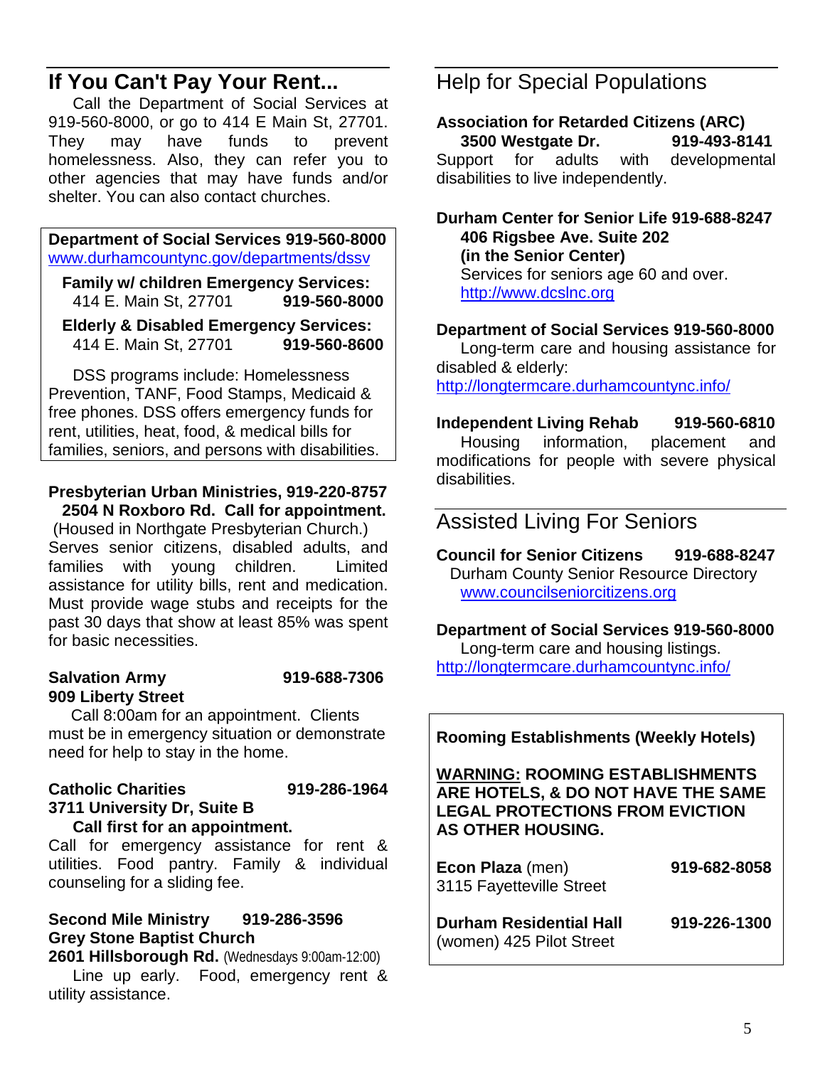## If You Can't Pay Your Rent...

Call the Department of Social Services at 919-560-8000, or go to 414 E Main St, 27701. They may have funds to prevent homelessness. Also, they can refer you to other agencies that may have funds and/or shelter. You can also contact churches.

**Department of Social Services 919-560-8000**
www.durhamcountync.gov/departments/dssv

**Family w/ children Emergency Services:**
414 E. Main St, 27701 **919-560-8000**

**Elderly & Disabled Emergency Services:**
414 E. Main St, 27701 **919-560-8600**

DSS programs include: Homelessness Prevention, TANF, Food Stamps, Medicaid & free phones. DSS offers emergency funds for rent, utilities, heat, food, & medical bills for families, seniors, and persons with disabilities.

**Presbyterian Urban Ministries, 919-220-8757**
**2504 N Roxboro Rd. Call for appointment.**
(Housed in Northgate Presbyterian Church.)
Serves senior citizens, disabled adults, and families with young children. Limited assistance for utility bills, rent and medication. Must provide wage stubs and receipts for the past 30 days that show at least 85% was spent for basic necessities.

**Salvation Army 919-688-7306**
**909 Liberty Street**
Call 8:00am for an appointment. Clients must be in emergency situation or demonstrate need for help to stay in the home.

**Catholic Charities 919-286-1964**
**3711 University Dr, Suite B**
**Call first for an appointment.**
Call for emergency assistance for rent & utilities. Food pantry. Family & individual counseling for a sliding fee.

**Second Mile Ministry 919-286-3596**
**Grey Stone Baptist Church**
**2601 Hillsborough Rd.** (Wednesdays 9:00am-12:00)
Line up early. Food, emergency rent & utility assistance.

## Help for Special Populations

**Association for Retarded Citizens (ARC)**
**3500 Westgate Dr. 919-493-8141**
Support for adults with developmental disabilities to live independently.

**Durham Center for Senior Life 919-688-8247**
**406 Rigsbee Ave. Suite 202**
**(in the Senior Center)**
Services for seniors age 60 and over.
http://www.dcslnc.org

**Department of Social Services 919-560-8000**
Long-term care and housing assistance for disabled & elderly:
http://longtermcare.durhamcountync.info/

**Independent Living Rehab 919-560-6810**
Housing information, placement and modifications for people with severe physical disabilities.

## Assisted Living For Seniors

**Council for Senior Citizens 919-688-8247**
Durham County Senior Resource Directory
www.councilseniorcitizens.org

**Department of Social Services 919-560-8000**
Long-term care and housing listings.
http://longtermcare.durhamcountync.info/

**Rooming Establishments (Weekly Hotels)**

**WARNING: ROOMING ESTABLISHMENTS ARE HOTELS, & DO NOT HAVE THE SAME LEGAL PROTECTIONS FROM EVICTION AS OTHER HOUSING.**

**Econ Plaza** (men) **919-682-8058**
3115 Fayetteville Street

**Durham Residential Hall 919-226-1300**
(women) 425 Pilot Street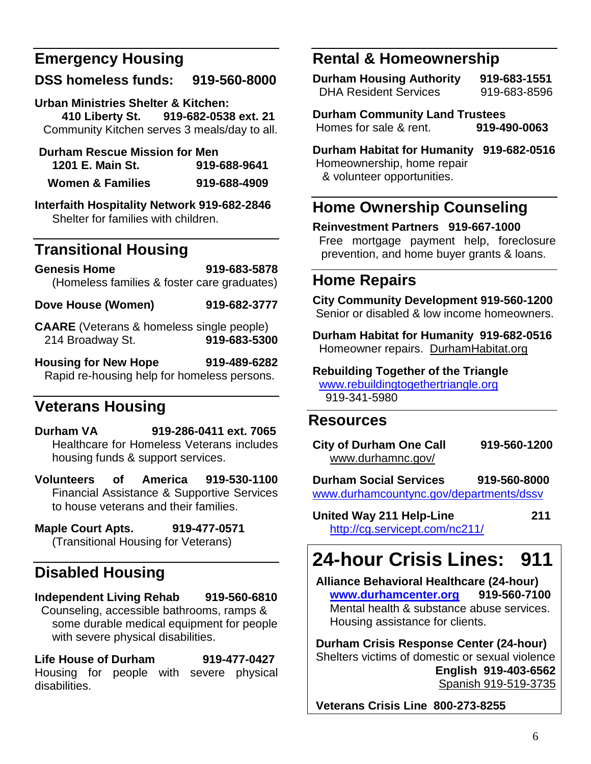## Emergency Housing

**DSS homeless funds: 919-560-8000**

**Urban Ministries Shelter & Kitchen:**
**410 Liberty St. 919-682-0538 ext. 21**
Community Kitchen serves 3 meals/day to all.

**Durham Rescue Mission for Men**
**1201 E. Main St. 919-688-9641**
**Women & Families 919-688-4909**

**Interfaith Hospitality Network 919-682-2846**
Shelter for families with children.

## Transitional Housing

**Genesis Home 919-683-5878**
(Homeless families & foster care graduates)

**Dove House (Women) 919-682-3777**

**CAARE** (Veterans & homeless single people)
214 Broadway St. **919-683-5300**

**Housing for New Hope 919-489-6282**
Rapid re-housing help for homeless persons.

## Veterans Housing

**Durham VA 919-286-0411 ext. 7065**
Healthcare for Homeless Veterans includes housing funds & support services.

**Volunteers of America 919-530-1100**
Financial Assistance & Supportive Services to house veterans and their families.

**Maple Court Apts. 919-477-0571**
(Transitional Housing for Veterans)

## Disabled Housing

**Independent Living Rehab 919-560-6810**
Counseling, accessible bathrooms, ramps & some durable medical equipment for people with severe physical disabilities.

**Life House of Durham 919-477-0427**
Housing for people with severe physical disabilities.

## Rental & Homeownership

**Durham Housing Authority 919-683-1551**
DHA Resident Services 919-683-8596

**Durham Community Land Trustees**
Homes for sale & rent. **919-490-0063**

**Durham Habitat for Humanity 919-682-0516**
Homeownership, home repair & volunteer opportunities.

## Home Ownership Counseling

**Reinvestment Partners 919-667-1000**
Free mortgage payment help, foreclosure prevention, and home buyer grants & loans.

## Home Repairs

**City Community Development 919-560-1200**
Senior or disabled & low income homeowners.

**Durham Habitat for Humanity 919-682-0516**
Homeowner repairs. DurhamHabitat.org

**Rebuilding Together of the Triangle**
www.rebuildingtogethertriangle.org
919-341-5980

## Resources

**City of Durham One Call 919-560-1200**
www.durhamnc.gov/

**Durham Social Services 919-560-8000**
www.durhamcountync.gov/departments/dssv

**United Way 211 Help-Line 211**
http://cg.servicept.com/nc211/

## 24-hour Crisis Lines: 911

**Alliance Behavioral Healthcare (24-hour)**
**www.durhamcenter.org 919-560-7100**
Mental health & substance abuse services. Housing assistance for clients.

**Durham Crisis Response Center (24-hour)**
Shelters victims of domestic or sexual violence
**English 919-403-6562**
Spanish 919-519-3735

**Veterans Crisis Line 800-273-8255**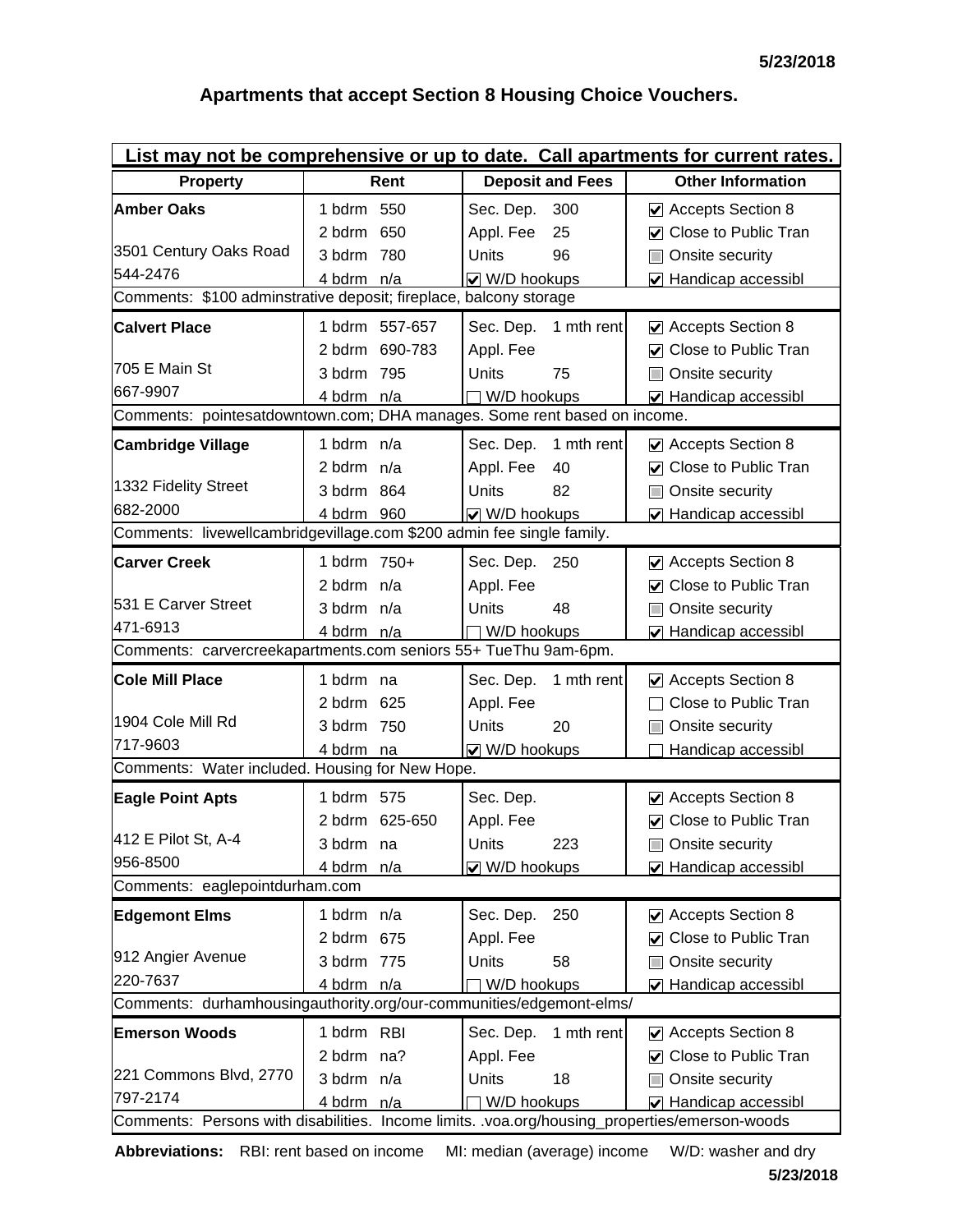5/23/2018

## Apartments that accept Section 8 Housing Choice Vouchers.

**List may not be comprehensive or up to date. Call apartments for current rates.**

| Property | Rent | Deposit and Fees | Other Information |
|---|---|---|---|
| **Amber Oaks** | 1 bdrm 550 | Sec. Dep. 300 | ☑ Accepts Section 8 |
| | 2 bdrm 650 | Appl. Fee 25 | ☑ Close to Public Tran |
| 3501 Century Oaks Road | 3 bdrm 780 | Units 96 | ☐ Onsite security |
| 544-2476 | 4 bdrm n/a | ☑ W/D hookups | ☑ Handicap accessibl |
| Comments: $100 adminstrative deposit; fireplace, balcony storage | | | |
| **Calvert Place** | 1 bdrm 557-657 | Sec. Dep. 1 mth rent | ☑ Accepts Section 8 |
| | 2 bdrm 690-783 | Appl. Fee | ☑ Close to Public Tran |
| 705 E Main St | 3 bdrm 795 | Units 75 | ☐ Onsite security |
| 667-9907 | 4 bdrm n/a | ☐ W/D hookups | ☑ Handicap accessibl |
| Comments: pointesatdowntown.com; DHA manages. Some rent based on income. | | | |
| **Cambridge Village** | 1 bdrm n/a | Sec. Dep. 1 mth rent | ☑ Accepts Section 8 |
| | 2 bdrm n/a | Appl. Fee 40 | ☑ Close to Public Tran |
| 1332 Fidelity Street | 3 bdrm 864 | Units 82 | ☐ Onsite security |
| 682-2000 | 4 bdrm 960 | ☑ W/D hookups | ☑ Handicap accessibl |
| Comments: livewellcambridgevillage.com $200 admin fee single family. | | | |
| **Carver Creek** | 1 bdrm 750+ | Sec. Dep. 250 | ☑ Accepts Section 8 |
| | 2 bdrm n/a | Appl. Fee | ☑ Close to Public Tran |
| 531 E Carver Street | 3 bdrm n/a | Units 48 | ☐ Onsite security |
| 471-6913 | 4 bdrm n/a | ☐ W/D hookups | ☑ Handicap accessibl |
| Comments: carvercreekapartments.com seniors 55+ TueThu 9am-6pm. | | | |
| **Cole Mill Place** | 1 bdrm na | Sec. Dep. 1 mth rent | ☑ Accepts Section 8 |
| | 2 bdrm 625 | Appl. Fee | ☐ Close to Public Tran |
| 1904 Cole Mill Rd | 3 bdrm 750 | Units 20 | ☐ Onsite security |
| 717-9603 | 4 bdrm na | ☑ W/D hookups | ☐ Handicap accessibl |
| Comments: Water included. Housing for New Hope. | | | |
| **Eagle Point Apts** | 1 bdrm 575 | Sec. Dep. | ☑ Accepts Section 8 |
| | 2 bdrm 625-650 | Appl. Fee | ☑ Close to Public Tran |
| 412 E Pilot St, A-4 | 3 bdrm na | Units 223 | ☐ Onsite security |
| 956-8500 | 4 bdrm n/a | ☑ W/D hookups | ☑ Handicap accessibl |
| Comments: eaglepointdurham.com | | | |
| **Edgemont Elms** | 1 bdrm n/a | Sec. Dep. 250 | ☑ Accepts Section 8 |
| | 2 bdrm 675 | Appl. Fee | ☑ Close to Public Tran |
| 912 Angier Avenue | 3 bdrm 775 | Units 58 | ☐ Onsite security |
| 220-7637 | 4 bdrm n/a | ☐ W/D hookups | ☑ Handicap accessibl |
| Comments: durhamhousingauthority.org/our-communities/edgemont-elms/ | | | |
| **Emerson Woods** | 1 bdrm RBI | Sec. Dep. 1 mth rent | ☑ Accepts Section 8 |
| | 2 bdrm na? | Appl. Fee | ☑ Close to Public Tran |
| 221 Commons Blvd, 2770 | 3 bdrm n/a | Units 18 | ☐ Onsite security |
| 797-2174 | 4 bdrm n/a | ☐ W/D hookups | ☑ Handicap accessibl |
| Comments: Persons with disabilities. Income limits. .voa.org/housing_properties/emerson-woods | | | |

**Abbreviations:** RBI: rent based on income MI: median (average) income W/D: washer and dry

5/23/2018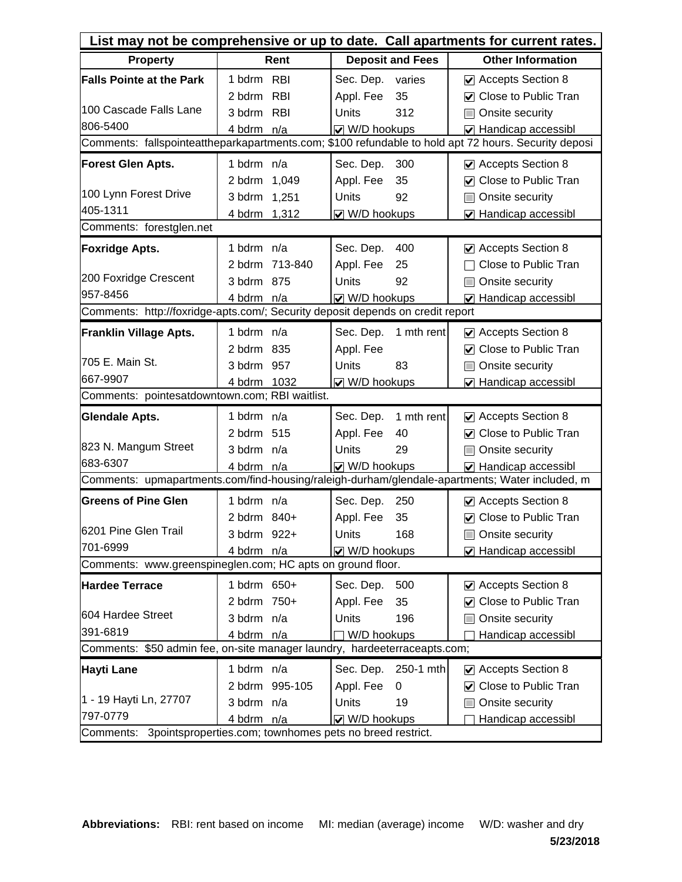| List may not be comprehensive or up to date. Call apartments for current rates. | | | |
|---|---|---|---|
| **Property** | **Rent** | **Deposit and Fees** | **Other Information** |
| **Falls Pointe at the Park** | 1 bdrm RBI | Sec. Dep. varies | ☑ Accepts Section 8 |
| | 2 bdrm RBI | Appl. Fee 35 | ☑ Close to Public Tran |
| 100 Cascade Falls Lane | 3 bdrm RBI | Units 312 | ☐ Onsite security |
| 806-5400 | 4 bdrm n/a | ☑ W/D hookups | ☑ Handicap accessibl |
| Comments: fallspointeattheparkapartments.com; $100 refundable to hold apt 72 hours. Security deposi | | | |
| **Forest Glen Apts.** | 1 bdrm n/a | Sec. Dep. 300 | ☑ Accepts Section 8 |
| | 2 bdrm 1,049 | Appl. Fee 35 | ☑ Close to Public Tran |
| 100 Lynn Forest Drive | 3 bdrm 1,251 | Units 92 | ☐ Onsite security |
| 405-1311 | 4 bdrm 1,312 | ☑ W/D hookups | ☑ Handicap accessibl |
| Comments: forestglen.net | | | |
| **Foxridge Apts.** | 1 bdrm n/a | Sec. Dep. 400 | ☑ Accepts Section 8 |
| | 2 bdrm 713-840 | Appl. Fee 25 | ☐ Close to Public Tran |
| 200 Foxridge Crescent | 3 bdrm 875 | Units 92 | ☐ Onsite security |
| 957-8456 | 4 bdrm n/a | ☑ W/D hookups | ☑ Handicap accessibl |
| Comments: http://foxridge-apts.com/; Security deposit depends on credit report | | | |
| **Franklin Village Apts.** | 1 bdrm n/a | Sec. Dep. 1 mth rent | ☑ Accepts Section 8 |
| | 2 bdrm 835 | Appl. Fee | ☑ Close to Public Tran |
| 705 E. Main St. | 3 bdrm 957 | Units 83 | ☐ Onsite security |
| 667-9907 | 4 bdrm 1032 | ☑ W/D hookups | ☑ Handicap accessibl |
| Comments: pointesatdowntown.com; RBI waitlist. | | | |
| **Glendale Apts.** | 1 bdrm n/a | Sec. Dep. 1 mth rent | ☑ Accepts Section 8 |
| | 2 bdrm 515 | Appl. Fee 40 | ☑ Close to Public Tran |
| 823 N. Mangum Street | 3 bdrm n/a | Units 29 | ☐ Onsite security |
| 683-6307 | 4 bdrm n/a | ☑ W/D hookups | ☑ Handicap accessibl |
| Comments: upmapartments.com/find-housing/raleigh-durham/glendale-apartments; Water included, m | | | |
| **Greens of Pine Glen** | 1 bdrm n/a | Sec. Dep. 250 | ☑ Accepts Section 8 |
| | 2 bdrm 840+ | Appl. Fee 35 | ☑ Close to Public Tran |
| 6201 Pine Glen Trail | 3 bdrm 922+ | Units 168 | ☐ Onsite security |
| 701-6999 | 4 bdrm n/a | ☑ W/D hookups | ☑ Handicap accessibl |
| Comments: www.greenspineglen.com; HC apts on ground floor. | | | |
| **Hardee Terrace** | 1 bdrm 650+ | Sec. Dep. 500 | ☑ Accepts Section 8 |
| | 2 bdrm 750+ | Appl. Fee 35 | ☑ Close to Public Tran |
| 604 Hardee Street | 3 bdrm n/a | Units 196 | ☐ Onsite security |
| 391-6819 | 4 bdrm n/a | ☐ W/D hookups | ☐ Handicap accessibl |
| Comments: $50 admin fee, on-site manager laundry, hardeeterraceapts.com; | | | |
| **Hayti Lane** | 1 bdrm n/a | Sec. Dep. 250-1 mth | ☑ Accepts Section 8 |
| | 2 bdrm 995-105 | Appl. Fee 0 | ☑ Close to Public Tran |
| 1 - 19 Hayti Ln, 27707 | 3 bdrm n/a | Units 19 | ☐ Onsite security |
| 797-0779 | 4 bdrm n/a | ☑ W/D hookups | ☐ Handicap accessibl |
| Comments: 3pointsproperties.com; townhomes pets no breed restrict. | | | |

**Abbreviations:** RBI: rent based on income MI: median (average) income W/D: washer and dry

**5/23/2018**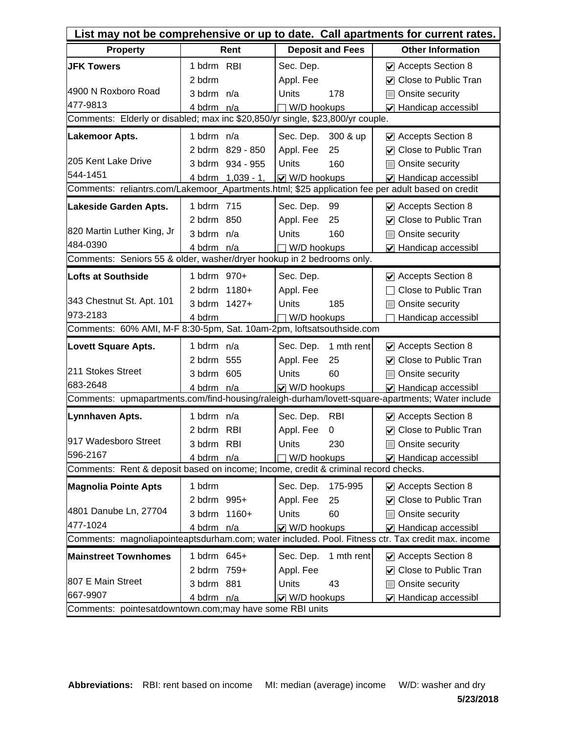**List may not be comprehensive or up to date. Call apartments for current rates.**

| Property | Rent | Deposit and Fees | Other Information |
|---|---|---|---|
| **JFK Towers** | 1 bdrm RBI | Sec. Dep. | ☑ Accepts Section 8 |
| | 2 bdrm | Appl. Fee | ☑ Close to Public Tran |
| 4900 N Roxboro Road | 3 bdrm n/a | Units 178 | ☐ Onsite security |
| 477-9813 | 4 bdrm n/a | ☐ W/D hookups | ☑ Handicap accessibl |
| Comments: Elderly or disabled; max inc $20,850/yr single, $23,800/yr couple. | | | |
| **Lakemoor Apts.** | 1 bdrm n/a | Sec. Dep. 300 & up | ☑ Accepts Section 8 |
| | 2 bdrm 829 - 850 | Appl. Fee 25 | ☑ Close to Public Tran |
| 205 Kent Lake Drive | 3 bdrm 934 - 955 | Units 160 | ☐ Onsite security |
| 544-1451 | 4 bdrm 1,039 - 1, | ☑ W/D hookups | ☑ Handicap accessibl |
| Comments: reliantrs.com/Lakemoor_Apartments.html; $25 application fee per adult based on credit | | | |
| **Lakeside Garden Apts.** | 1 bdrm 715 | Sec. Dep. 99 | ☑ Accepts Section 8 |
| | 2 bdrm 850 | Appl. Fee 25 | ☑ Close to Public Tran |
| 820 Martin Luther King, Jr | 3 bdrm n/a | Units 160 | ☐ Onsite security |
| 484-0390 | 4 bdrm n/a | ☐ W/D hookups | ☑ Handicap accessibl |
| Comments: Seniors 55 & older, washer/dryer hookup in 2 bedrooms only. | | | |
| **Lofts at Southside** | 1 bdrm 970+ | Sec. Dep. | ☑ Accepts Section 8 |
| | 2 bdrm 1180+ | Appl. Fee | ☐ Close to Public Tran |
| 343 Chestnut St. Apt. 101 | 3 bdrm 1427+ | Units 185 | ☐ Onsite security |
| 973-2183 | 4 bdrm | ☐ W/D hookups | ☐ Handicap accessibl |
| Comments: 60% AMI, M-F 8:30-5pm, Sat. 10am-2pm, loftsatsouthside.com | | | |
| **Lovett Square Apts.** | 1 bdrm n/a | Sec. Dep. 1 mth rent | ☑ Accepts Section 8 |
| | 2 bdrm 555 | Appl. Fee 25 | ☑ Close to Public Tran |
| 211 Stokes Street | 3 bdrm 605 | Units 60 | ☐ Onsite security |
| 683-2648 | 4 bdrm n/a | ☑ W/D hookups | ☑ Handicap accessibl |
| Comments: upmapartments.com/find-housing/raleigh-durham/lovett-square-apartments; Water include | | | |
| **Lynnhaven Apts.** | 1 bdrm n/a | Sec. Dep. RBI | ☑ Accepts Section 8 |
| | 2 bdrm RBI | Appl. Fee 0 | ☑ Close to Public Tran |
| 917 Wadesboro Street | 3 bdrm RBI | Units 230 | ☐ Onsite security |
| 596-2167 | 4 bdrm n/a | ☐ W/D hookups | ☑ Handicap accessibl |
| Comments: Rent & deposit based on income; Income, credit & criminal record checks. | | | |
| **Magnolia Pointe Apts** | 1 bdrm | Sec. Dep. 175-995 | ☑ Accepts Section 8 |
| | 2 bdrm 995+ | Appl. Fee 25 | ☑ Close to Public Tran |
| 4801 Danube Ln, 27704 | 3 bdrm 1160+ | Units 60 | ☐ Onsite security |
| 477-1024 | 4 bdrm n/a | ☑ W/D hookups | ☑ Handicap accessibl |
| Comments: magnoliapointeaptsdurham.com; water included. Pool. Fitness ctr. Tax credit max. income | | | |
| **Mainstreet Townhomes** | 1 bdrm 645+ | Sec. Dep. 1 mth rent | ☑ Accepts Section 8 |
| | 2 bdrm 759+ | Appl. Fee | ☑ Close to Public Tran |
| 807 E Main Street | 3 bdrm 881 | Units 43 | ☐ Onsite security |
| 667-9907 | 4 bdrm n/a | ☑ W/D hookups | ☑ Handicap accessibl |
| Comments: pointesatdowntown.com;may have some RBI units | | | |

**Abbreviations:** RBI: rent based on income MI: median (average) income W/D: washer and dry

**5/23/2018**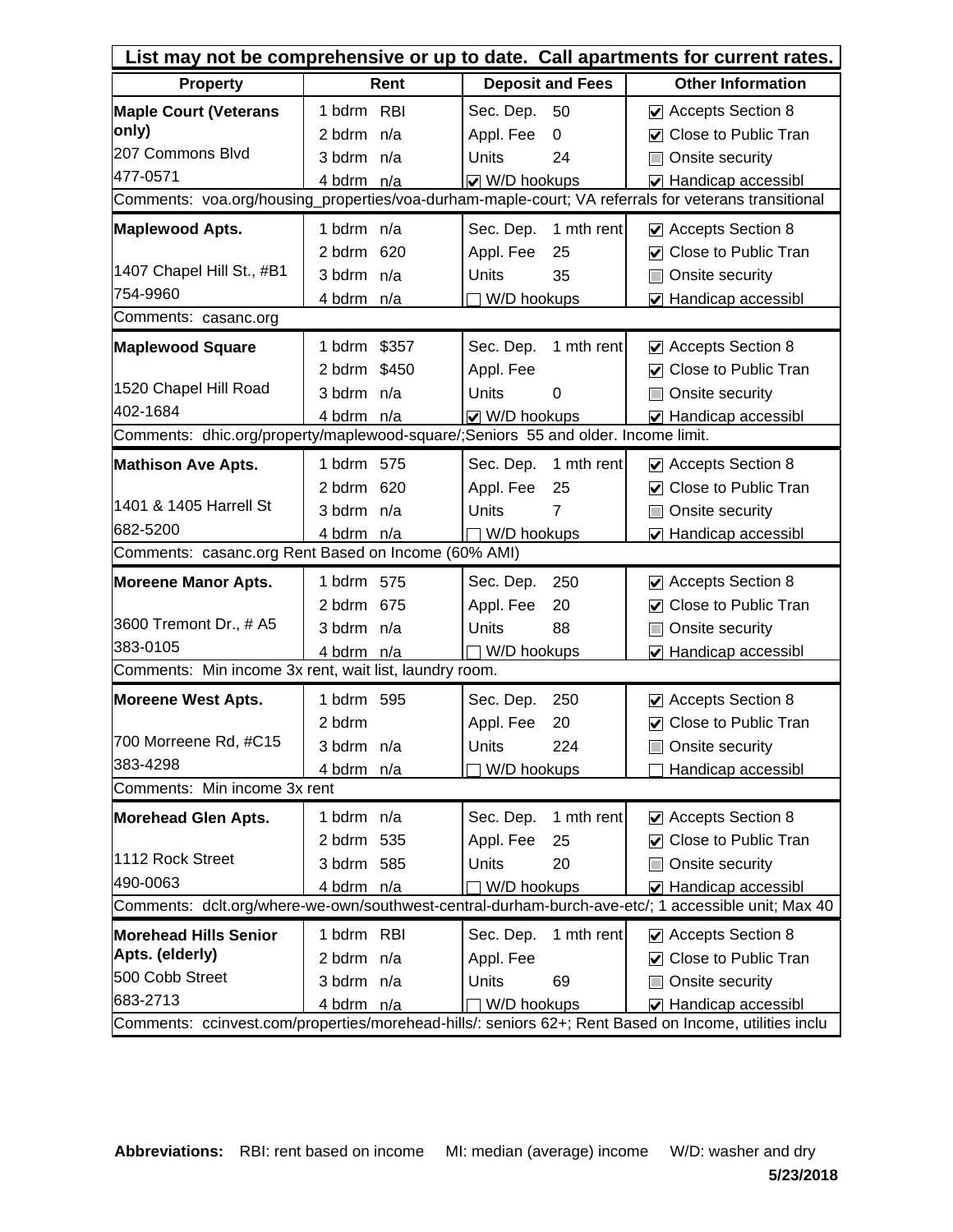**List may not be comprehensive or up to date. Call apartments for current rates.**

| Property | Rent | | Deposit and Fees | | Other Information |
|---|---|---|---|---|---|
| **Maple Court (Veterans only)** | 1 bdrm | RBI | Sec. Dep. | 50 | ☑ Accepts Section 8 |
| 207 Commons Blvd | 2 bdrm | n/a | Appl. Fee | 0 | ☑ Close to Public Tran |
| 477-0571 | 3 bdrm | n/a | Units | 24 | ☐ Onsite security |
| | 4 bdrm | n/a | ☑ W/D hookups | | ☑ Handicap accessibl |
| Comments: voa.org/housing_properties/voa-durham-maple-court; VA referrals for veterans transitional | | | | | |
| **Maplewood Apts.** | 1 bdrm | n/a | Sec. Dep. | 1 mth rent | ☑ Accepts Section 8 |
| | 2 bdrm | 620 | Appl. Fee | 25 | ☑ Close to Public Tran |
| 1407 Chapel Hill St., #B1 | 3 bdrm | n/a | Units | 35 | ☐ Onsite security |
| 754-9960 | 4 bdrm | n/a | ☐ W/D hookups | | ☑ Handicap accessibl |
| Comments: casanc.org | | | | | |
| **Maplewood Square** | 1 bdrm | $357 | Sec. Dep. | 1 mth rent | ☑ Accepts Section 8 |
| | 2 bdrm | $450 | Appl. Fee | | ☑ Close to Public Tran |
| 1520 Chapel Hill Road | 3 bdrm | n/a | Units | 0 | ☐ Onsite security |
| 402-1684 | 4 bdrm | n/a | ☑ W/D hookups | | ☑ Handicap accessibl |
| Comments: dhic.org/property/maplewood-square/;Seniors 55 and older. Income limit. | | | | | |
| **Mathison Ave Apts.** | 1 bdrm | 575 | Sec. Dep. | 1 mth rent | ☑ Accepts Section 8 |
| | 2 bdrm | 620 | Appl. Fee | 25 | ☑ Close to Public Tran |
| 1401 & 1405 Harrell St | 3 bdrm | n/a | Units | 7 | ☐ Onsite security |
| 682-5200 | 4 bdrm | n/a | ☐ W/D hookups | | ☑ Handicap accessibl |
| Comments: casanc.org Rent Based on Income (60% AMI) | | | | | |
| **Moreene Manor Apts.** | 1 bdrm | 575 | Sec. Dep. | 250 | ☑ Accepts Section 8 |
| | 2 bdrm | 675 | Appl. Fee | 20 | ☑ Close to Public Tran |
| 3600 Tremont Dr., # A5 | 3 bdrm | n/a | Units | 88 | ☐ Onsite security |
| 383-0105 | 4 bdrm | n/a | ☐ W/D hookups | | ☑ Handicap accessibl |
| Comments: Min income 3x rent, wait list, laundry room. | | | | | |
| **Moreene West Apts.** | 1 bdrm | 595 | Sec. Dep. | 250 | ☑ Accepts Section 8 |
| | 2 bdrm | | Appl. Fee | 20 | ☑ Close to Public Tran |
| 700 Morreene Rd, #C15 | 3 bdrm | n/a | Units | 224 | ☐ Onsite security |
| 383-4298 | 4 bdrm | n/a | ☐ W/D hookups | | ☐ Handicap accessibl |
| Comments: Min income 3x rent | | | | | |
| **Morehead Glen Apts.** | 1 bdrm | n/a | Sec. Dep. | 1 mth rent | ☑ Accepts Section 8 |
| | 2 bdrm | 535 | Appl. Fee | 25 | ☑ Close to Public Tran |
| 1112 Rock Street | 3 bdrm | 585 | Units | 20 | ☐ Onsite security |
| 490-0063 | 4 bdrm | n/a | ☐ W/D hookups | | ☑ Handicap accessibl |
| Comments: dclt.org/where-we-own/southwest-central-durham-burch-ave-etc/; 1 accessible unit; Max 40 | | | | | |
| **Morehead Hills Senior Apts. (elderly)** | 1 bdrm | RBI | Sec. Dep. | 1 mth rent | ☑ Accepts Section 8 |
| 500 Cobb Street | 2 bdrm | n/a | Appl. Fee | | ☑ Close to Public Tran |
| 683-2713 | 3 bdrm | n/a | Units | 69 | ☐ Onsite security |
| | 4 bdrm | n/a | ☐ W/D hookups | | ☑ Handicap accessibl |
| Comments: ccinvest.com/properties/morehead-hills/: seniors 62+; Rent Based on Income, utilities inclu | | | | | |

**Abbreviations:** RBI: rent based on income MI: median (average) income W/D: washer and dry

**5/23/2018**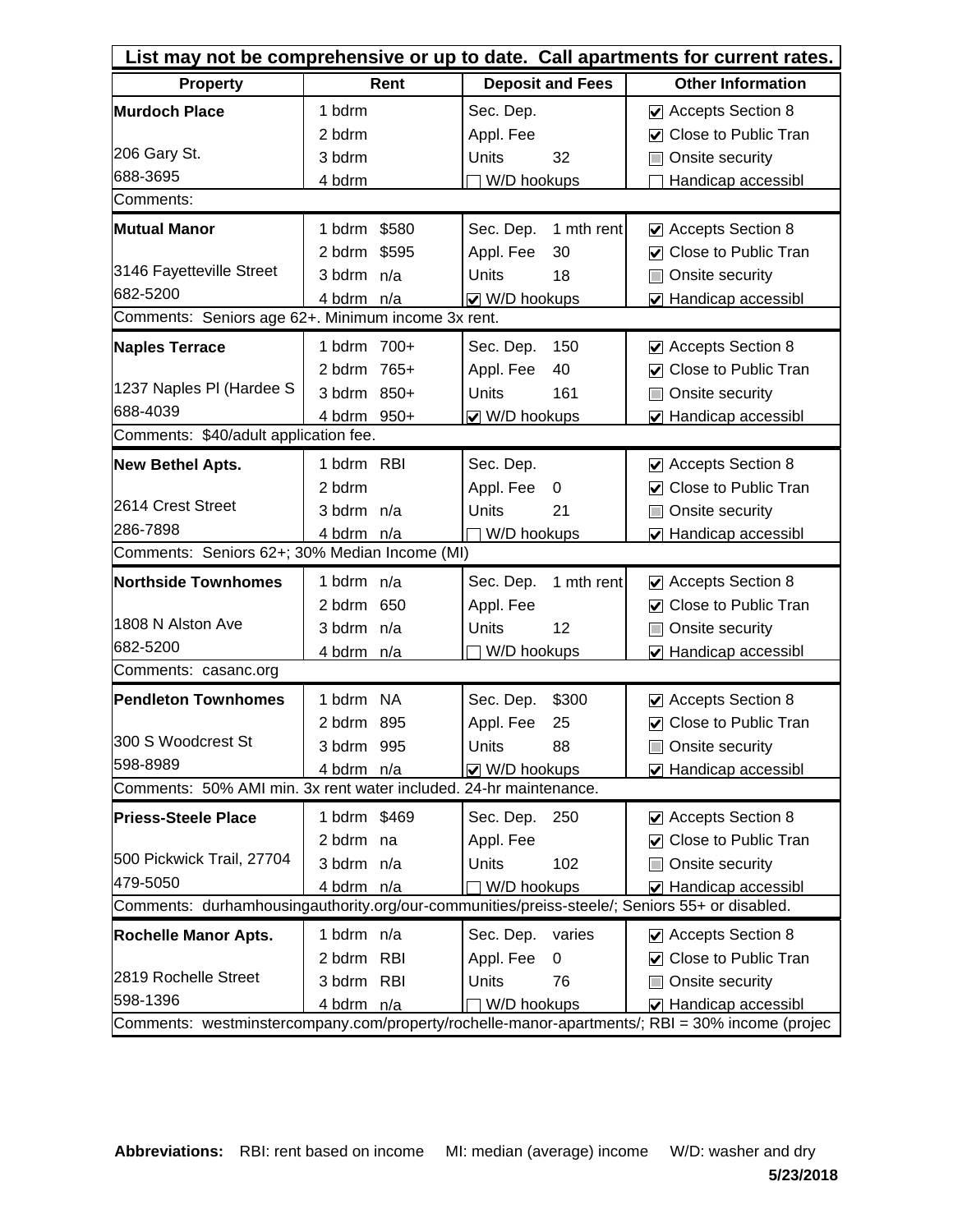**List may not be comprehensive or up to date. Call apartments for current rates.**

| Property | Rent | Deposit and Fees | Other Information |
|---|---|---|---|
| **Murdoch Place** | 1 bdrm | Sec. Dep. | ☑ Accepts Section 8 |
| | 2 bdrm | Appl. Fee | ☑ Close to Public Tran |
| 206 Gary St. | 3 bdrm | Units 32 | ☐ Onsite security |
| 688-3695 | 4 bdrm | ☐ W/D hookups | ☐ Handicap accessibl |
| Comments: | | | |
| **Mutual Manor** | 1 bdrm $580 | Sec. Dep. 1 mth rent | ☑ Accepts Section 8 |
| | 2 bdrm $595 | Appl. Fee 30 | ☑ Close to Public Tran |
| 3146 Fayetteville Street | 3 bdrm n/a | Units 18 | ☐ Onsite security |
| 682-5200 | 4 bdrm n/a | ☑ W/D hookups | ☑ Handicap accessibl |
| Comments: Seniors age 62+. Minimum income 3x rent. | | | |
| **Naples Terrace** | 1 bdrm 700+ | Sec. Dep. 150 | ☑ Accepts Section 8 |
| | 2 bdrm 765+ | Appl. Fee 40 | ☑ Close to Public Tran |
| 1237 Naples Pl (Hardee S | 3 bdrm 850+ | Units 161 | ☐ Onsite security |
| 688-4039 | 4 bdrm 950+ | ☑ W/D hookups | ☑ Handicap accessibl |
| Comments: $40/adult application fee. | | | |
| **New Bethel Apts.** | 1 bdrm RBI | Sec. Dep. | ☑ Accepts Section 8 |
| | 2 bdrm | Appl. Fee 0 | ☑ Close to Public Tran |
| 2614 Crest Street | 3 bdrm n/a | Units 21 | ☐ Onsite security |
| 286-7898 | 4 bdrm n/a | ☐ W/D hookups | ☑ Handicap accessibl |
| Comments: Seniors 62+; 30% Median Income (MI) | | | |
| **Northside Townhomes** | 1 bdrm n/a | Sec. Dep. 1 mth rent | ☑ Accepts Section 8 |
| | 2 bdrm 650 | Appl. Fee | ☑ Close to Public Tran |
| 1808 N Alston Ave | 3 bdrm n/a | Units 12 | ☐ Onsite security |
| 682-5200 | 4 bdrm n/a | ☐ W/D hookups | ☑ Handicap accessibl |
| Comments: casanc.org | | | |
| **Pendleton Townhomes** | 1 bdrm NA | Sec. Dep. $300 | ☑ Accepts Section 8 |
| | 2 bdrm 895 | Appl. Fee 25 | ☑ Close to Public Tran |
| 300 S Woodcrest St | 3 bdrm 995 | Units 88 | ☐ Onsite security |
| 598-8989 | 4 bdrm n/a | ☑ W/D hookups | ☑ Handicap accessibl |
| Comments: 50% AMI min. 3x rent water included. 24-hr maintenance. | | | |
| **Priess-Steele Place** | 1 bdrm $469 | Sec. Dep. 250 | ☑ Accepts Section 8 |
| | 2 bdrm na | Appl. Fee | ☑ Close to Public Tran |
| 500 Pickwick Trail, 27704 | 3 bdrm n/a | Units 102 | ☐ Onsite security |
| 479-5050 | 4 bdrm n/a | ☐ W/D hookups | ☑ Handicap accessibl |
| Comments: durhamhousingauthority.org/our-communities/preiss-steele/; Seniors 55+ or disabled. | | | |
| **Rochelle Manor Apts.** | 1 bdrm n/a | Sec. Dep. varies | ☑ Accepts Section 8 |
| | 2 bdrm RBI | Appl. Fee 0 | ☑ Close to Public Tran |
| 2819 Rochelle Street | 3 bdrm RBI | Units 76 | ☐ Onsite security |
| 598-1396 | 4 bdrm n/a | ☐ W/D hookups | ☑ Handicap accessibl |
| Comments: westminstercompany.com/property/rochelle-manor-apartments/; RBI = 30% income (projec | | | |

**Abbreviations:** RBI: rent based on income MI: median (average) income W/D: washer and dry

**5/23/2018**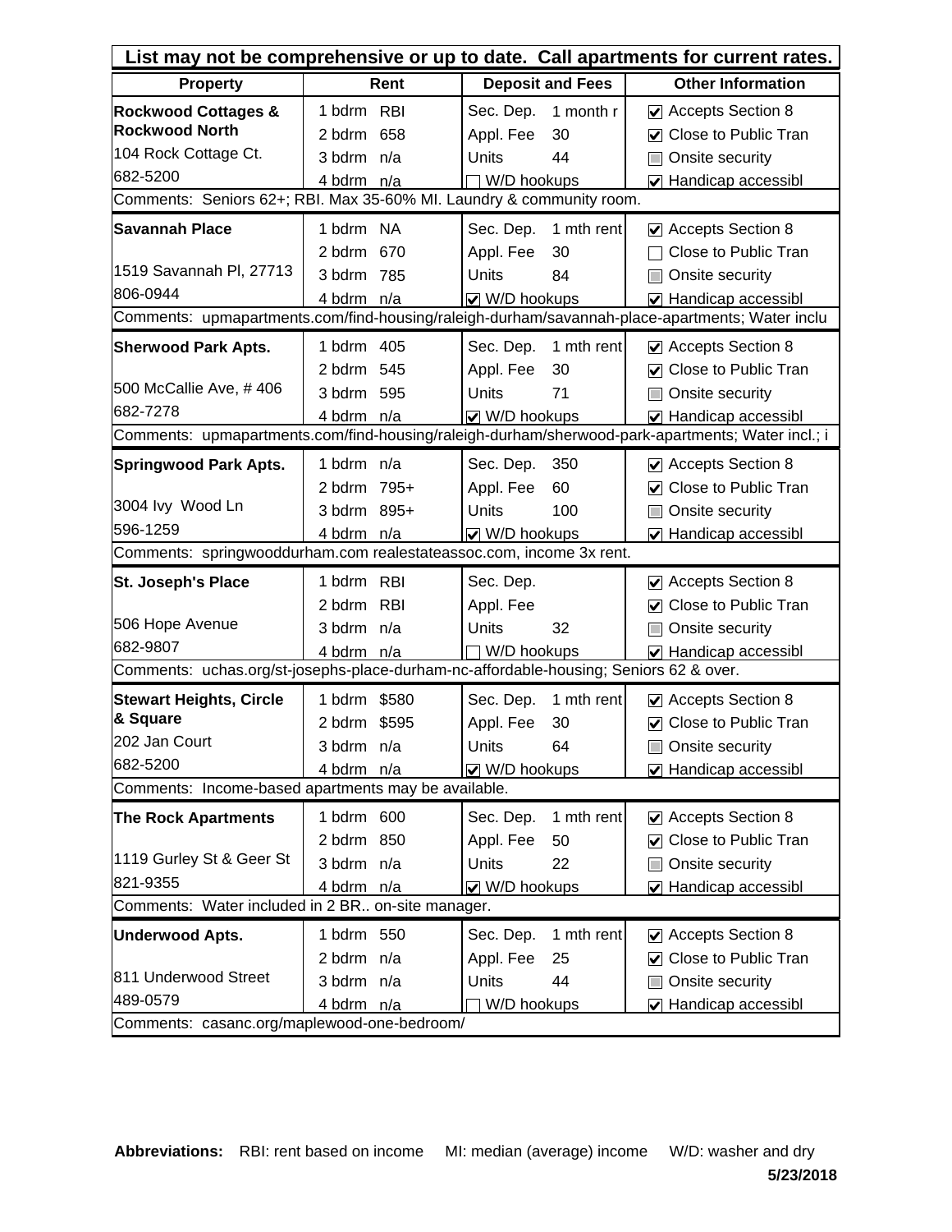**List may not be comprehensive or up to date. Call apartments for current rates.**

| Property | Rent | Deposit and Fees | Other Information |
|---|---|---|---|
| **Rockwood Cottages & Rockwood North** | 1 bdrm RBI | Sec. Dep. 1 month r | ☑ Accepts Section 8 |
| 104 Rock Cottage Ct. | 2 bdrm 658 | Appl. Fee 30 | ☑ Close to Public Tran |
| 682-5200 | 3 bdrm n/a | Units 44 | ☐ Onsite security |
| | 4 bdrm n/a | ☐ W/D hookups | ☑ Handicap accessibl |
| Comments: Seniors 62+; RBI. Max 35-60% MI. Laundry & community room. | | | |
| **Savannah Place** | 1 bdrm NA | Sec. Dep. 1 mth rent | ☑ Accepts Section 8 |
| 1519 Savannah Pl, 27713 | 2 bdrm 670 | Appl. Fee 30 | ☐ Close to Public Tran |
| 806-0944 | 3 bdrm 785 | Units 84 | ☐ Onsite security |
| | 4 bdrm n/a | ☑ W/D hookups | ☑ Handicap accessibl |
| Comments: upmapartments.com/find-housing/raleigh-durham/savannah-place-apartments; Water inclu | | | |
| **Sherwood Park Apts.** | 1 bdrm 405 | Sec. Dep. 1 mth rent | ☑ Accepts Section 8 |
| 500 McCallie Ave, # 406 | 2 bdrm 545 | Appl. Fee 30 | ☑ Close to Public Tran |
| 682-7278 | 3 bdrm 595 | Units 71 | ☐ Onsite security |
| | 4 bdrm n/a | ☑ W/D hookups | ☑ Handicap accessibl |
| Comments: upmapartments.com/find-housing/raleigh-durham/sherwood-park-apartments; Water incl.; i | | | |
| **Springwood Park Apts.** | 1 bdrm n/a | Sec. Dep. 350 | ☑ Accepts Section 8 |
| 3004 Ivy Wood Ln | 2 bdrm 795+ | Appl. Fee 60 | ☑ Close to Public Tran |
| 596-1259 | 3 bdrm 895+ | Units 100 | ☐ Onsite security |
| | 4 bdrm n/a | ☑ W/D hookups | ☑ Handicap accessibl |
| Comments: springwooddurham.com realestateassoc.com, income 3x rent. | | | |
| **St. Joseph's Place** | 1 bdrm RBI | Sec. Dep. | ☑ Accepts Section 8 |
| 506 Hope Avenue | 2 bdrm RBI | Appl. Fee | ☑ Close to Public Tran |
| 682-9807 | 3 bdrm n/a | Units 32 | ☐ Onsite security |
| | 4 bdrm n/a | ☐ W/D hookups | ☑ Handicap accessibl |
| Comments: uchas.org/st-josephs-place-durham-nc-affordable-housing; Seniors 62 & over. | | | |
| **Stewart Heights, Circle & Square** | 1 bdrm $580 | Sec. Dep. 1 mth rent | ☑ Accepts Section 8 |
| 202 Jan Court | 2 bdrm $595 | Appl. Fee 30 | ☑ Close to Public Tran |
| 682-5200 | 3 bdrm n/a | Units 64 | ☐ Onsite security |
| | 4 bdrm n/a | ☑ W/D hookups | ☑ Handicap accessibl |
| Comments: Income-based apartments may be available. | | | |
| **The Rock Apartments** | 1 bdrm 600 | Sec. Dep. 1 mth rent | ☑ Accepts Section 8 |
| 1119 Gurley St & Geer St | 2 bdrm 850 | Appl. Fee 50 | ☑ Close to Public Tran |
| 821-9355 | 3 bdrm n/a | Units 22 | ☐ Onsite security |
| | 4 bdrm n/a | ☑ W/D hookups | ☑ Handicap accessibl |
| Comments: Water included in 2 BR.. on-site manager. | | | |
| **Underwood Apts.** | 1 bdrm 550 | Sec. Dep. 1 mth rent | ☑ Accepts Section 8 |
| 811 Underwood Street | 2 bdrm n/a | Appl. Fee 25 | ☑ Close to Public Tran |
| 489-0579 | 3 bdrm n/a | Units 44 | ☐ Onsite security |
| | 4 bdrm n/a | ☐ W/D hookups | ☑ Handicap accessibl |
| Comments: casanc.org/maplewood-one-bedroom/ | | | |

**Abbreviations:** RBI: rent based on income  MI: median (average) income  W/D: washer and dry

**5/23/2018**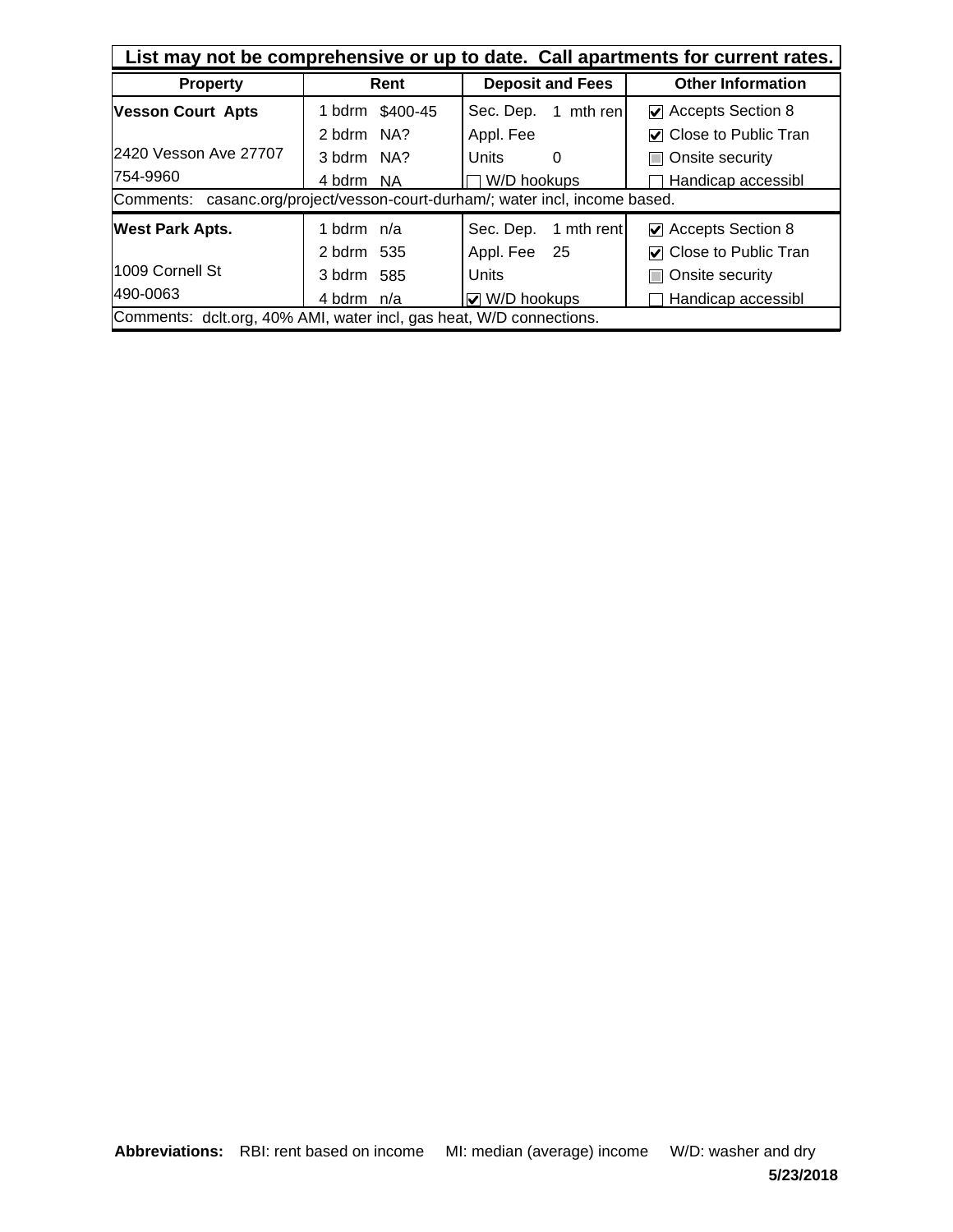**List may not be comprehensive or up to date. Call apartments for current rates.**

| Property | Rent | Deposit and Fees | Other Information |
|---|---|---|---|
| **Vesson Court Apts** | 1 bdrm $400-45 | Sec. Dep. 1 mth ren | ☑ Accepts Section 8 |
| | 2 bdrm NA? | Appl. Fee | ☑ Close to Public Tran |
| 2420 Vesson Ave 27707 | 3 bdrm NA? | Units 0 | ☐ Onsite security |
| 754-9960 | 4 bdrm NA | ☐ W/D hookups | ☐ Handicap accessibl |
| Comments: casanc.org/project/vesson-court-durham/; water incl, income based. | | | |
| **West Park Apts.** | 1 bdrm n/a | Sec. Dep. 1 mth rent | ☑ Accepts Section 8 |
| | 2 bdrm 535 | Appl. Fee 25 | ☑ Close to Public Tran |
| 1009 Cornell St | 3 bdrm 585 | Units | ☐ Onsite security |
| 490-0063 | 4 bdrm n/a | ☑ W/D hookups | ☐ Handicap accessibl |
| Comments: dclt.org, 40% AMI, water incl, gas heat, W/D connections. | | | |

**Abbreviations:** RBI: rent based on income MI: median (average) income W/D: washer and dry

**5/23/2018**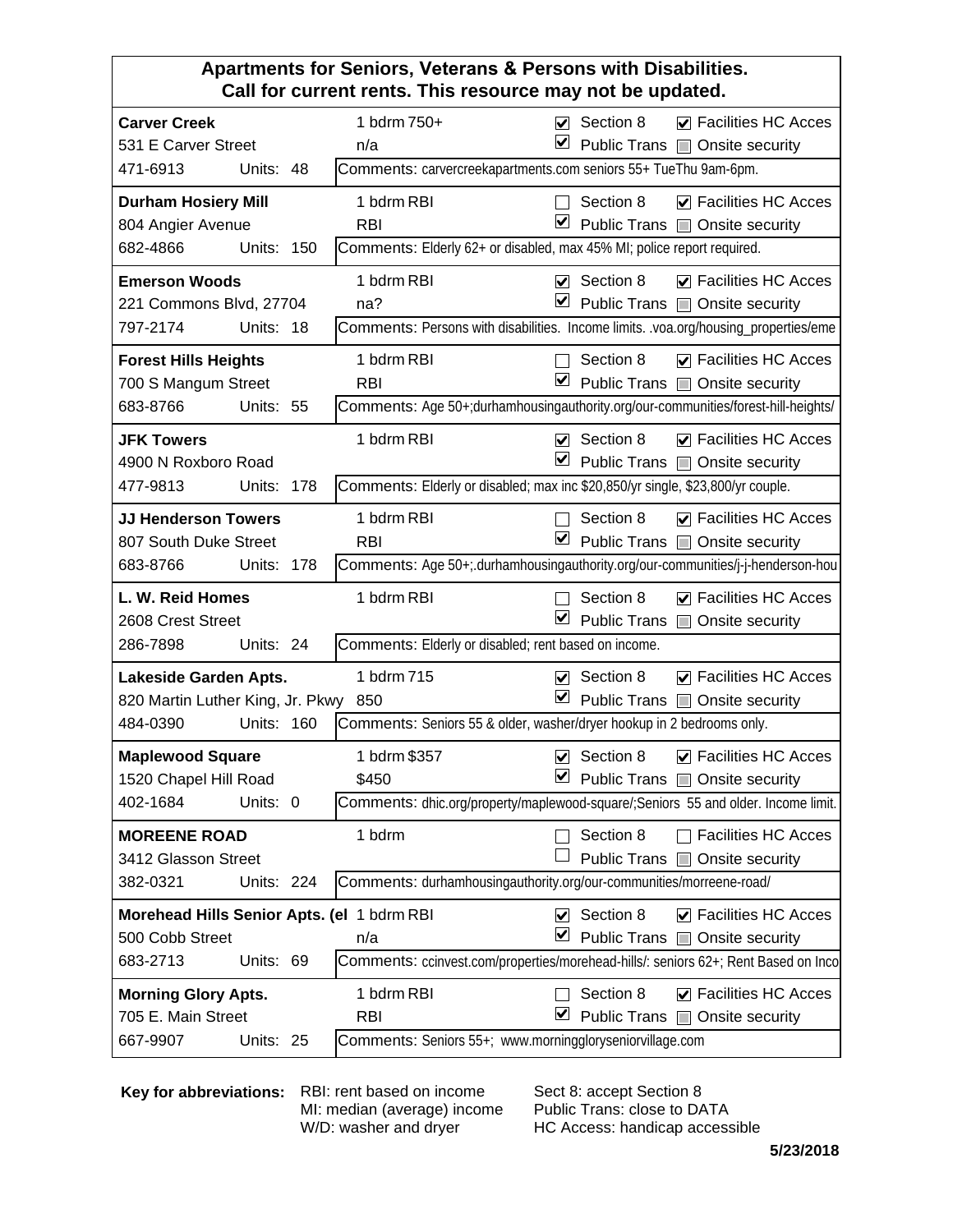## Apartments for Seniors, Veterans & Persons with Disabilities.
## Call for current rents. This resource may not be updated.

| Name / Address / Phone / Units | Rent | Section 8 | Public Trans | Facilities HC Acces | Onsite security | Comments |
|---|---|---|---|---|---|---|
| **Carver Creek**<br>531 E Carver Street<br>471-6913 Units: 48 | 1 bdrm 750+<br>n/a | ☑ | ☑ | ☑ | ☐ | carvercreekapartments.com seniors 55+ TueThu 9am-6pm. |
| **Durham Hosiery Mill**<br>804 Angier Avenue<br>682-4866 Units: 150 | 1 bdrm RBI<br>RBI | ☐ | ☑ | ☑ | ☐ | Elderly 62+ or disabled, max 45% MI; police report required. |
| **Emerson Woods**<br>221 Commons Blvd, 27704<br>797-2174 Units: 18 | 1 bdrm RBI<br>na? | ☑ | ☑ | ☑ | ☐ | Persons with disabilities. Income limits. .voa.org/housing_properties/eme |
| **Forest Hills Heights**<br>700 S Mangum Street<br>683-8766 Units: 55 | 1 bdrm RBI<br>RBI | ☐ | ☑ | ☑ | ☐ | Age 50+;durhamhousingauthority.org/our-communities/forest-hill-heights/ |
| **JFK Towers**<br>4900 N Roxboro Road<br>477-9813 Units: 178 | 1 bdrm RBI | ☑ | ☑ | ☑ | ☐ | Elderly or disabled; max inc $20,850/yr single, $23,800/yr couple. |
| **JJ Henderson Towers**<br>807 South Duke Street<br>683-8766 Units: 178 | 1 bdrm RBI<br>RBI | ☐ | ☑ | ☑ | ☐ | Age 50+;.durhamhousingauthority.org/our-communities/j-j-henderson-hou |
| **L. W. Reid Homes**<br>2608 Crest Street<br>286-7898 Units: 24 | 1 bdrm RBI | ☐ | ☑ | ☑ | ☐ | Elderly or disabled; rent based on income. |
| **Lakeside Garden Apts.**<br>820 Martin Luther King, Jr. Pkwy<br>484-0390 Units: 160 | 1 bdrm 715<br>850 | ☑ | ☑ | ☑ | ☐ | Seniors 55 & older, washer/dryer hookup in 2 bedrooms only. |
| **Maplewood Square**<br>1520 Chapel Hill Road<br>402-1684 Units: 0 | 1 bdrm $357<br>$450 | ☑ | ☑ | ☑ | ☐ | dhic.org/property/maplewood-square/;Seniors 55 and older. Income limit. |
| **MOREENE ROAD**<br>3412 Glasson Street<br>382-0321 Units: 224 | 1 bdrm | ☐ | ☐ | ☐ | ☐ | durhamhousingauthority.org/our-communities/morreene-road/ |
| **Morehead Hills Senior Apts. (el**<br>500 Cobb Street<br>683-2713 Units: 69 | 1 bdrm RBI<br>n/a | ☑ | ☑ | ☑ | ☐ | ccinvest.com/properties/morehead-hills/: seniors 62+; Rent Based on Inco |
| **Morning Glory Apts.**<br>705 E. Main Street<br>667-9907 Units: 25 | 1 bdrm RBI<br>RBI | ☐ | ☑ | ☑ | ☐ | Seniors 55+; www.morninggloryseniorvillage.com |

**Key for abbreviations:**
RBI: rent based on income
MI: median (average) income
W/D: washer and dryer
Sect 8: accept Section 8
Public Trans: close to DATA
HC Access: handicap accessible

**5/23/2018**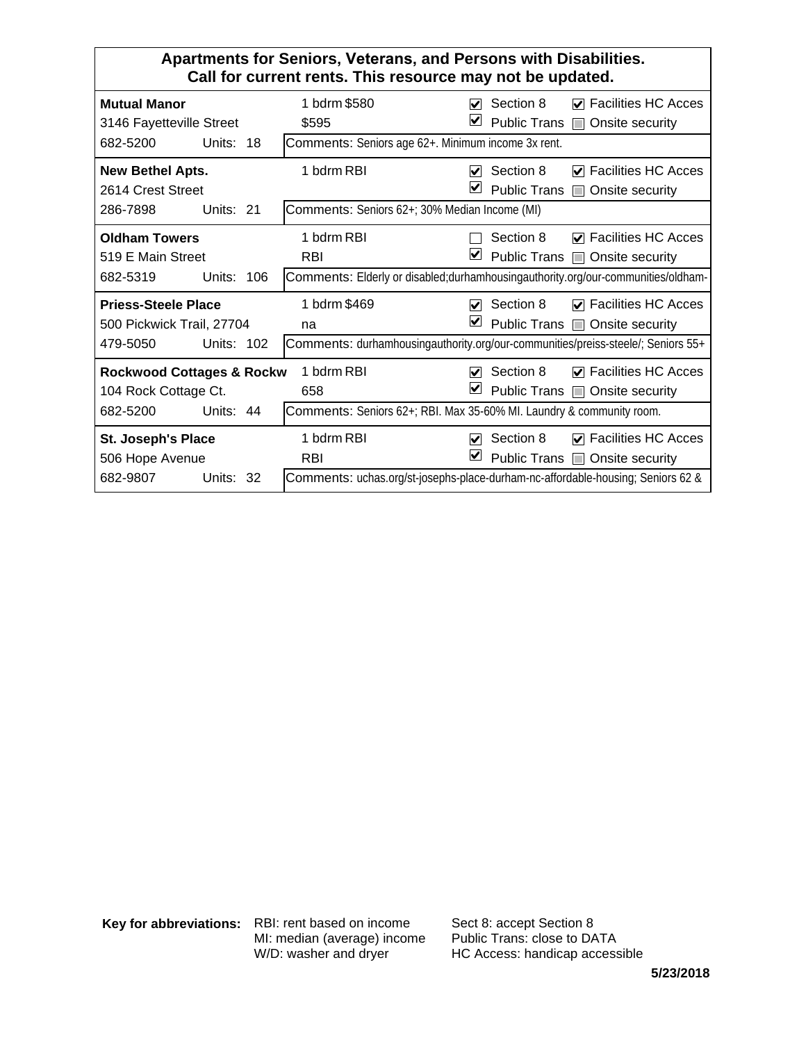## Apartments for Seniors, Veterans, and Persons with Disabilities.
## Call for current rents. This resource may not be updated.

| Name / Address / Phone | Units | Rent | Section 8 | Public Trans | Facilities HC Acces | Onsite security | Comments |
|---|---|---|---|---|---|---|---|
| **Mutual Manor**<br>3146 Fayetteville Street<br>682-5200 | 18 | 1 bdrm $580<br>$595 | ☑ | ☑ | ☑ | ☐ | Seniors age 62+. Minimum income 3x rent. |
| **New Bethel Apts.**<br>2614 Crest Street<br>286-7898 | 21 | 1 bdrm RBI | ☑ | ☑ | ☑ | ☐ | Seniors 62+; 30% Median Income (MI) |
| **Oldham Towers**<br>519 E Main Street<br>682-5319 | 106 | 1 bdrm RBI<br>RBI | ☐ | ☑ | ☑ | ☐ | Elderly or disabled;durhamhousingauthority.org/our-communities/oldham- |
| **Priess-Steele Place**<br>500 Pickwick Trail, 27704<br>479-5050 | 102 | 1 bdrm $469<br>na | ☑ | ☑ | ☑ | ☐ | durhamhousingauthority.org/our-communities/preiss-steele/; Seniors 55+ |
| **Rockwood Cottages & Rockw**<br>104 Rock Cottage Ct.<br>682-5200 | 44 | 1 bdrm RBI<br>658 | ☑ | ☑ | ☑ | ☐ | Seniors 62+; RBI. Max 35-60% MI. Laundry & community room. |
| **St. Joseph's Place**<br>506 Hope Avenue<br>682-9807 | 32 | 1 bdrm RBI<br>RBI | ☑ | ☑ | ☑ | ☐ | uchas.org/st-josephs-place-durham-nc-affordable-housing; Seniors 62 & |

**Key for abbreviations:**

RBI: rent based on income
MI: median (average) income
W/D: washer and dryer

Sect 8: accept Section 8
Public Trans: close to DATA
HC Access: handicap accessible

**5/23/2018**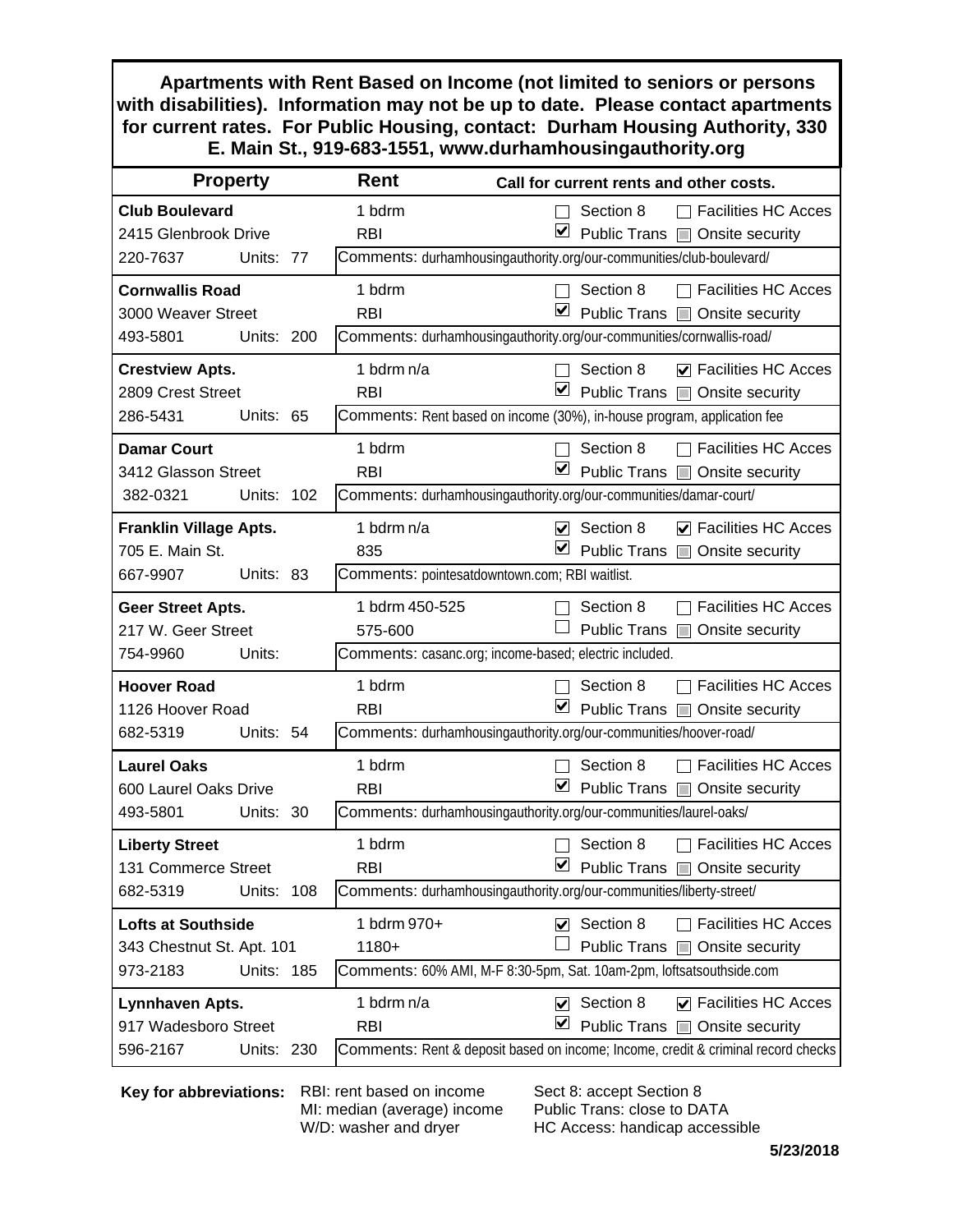**Apartments with Rent Based on Income (not limited to seniors or persons with disabilities). Information may not be up to date. Please contact apartments for current rates. For Public Housing, contact: Durham Housing Authority, 330 E. Main St., 919-683-1551, www.durhamhousingauthority.org**

| Property | Rent | Call for current rents and other costs. |
|---|---|---|
| **Club Boulevard**<br>2415 Glenbrook Drive<br>220-7637 Units: 77 | 1 bdrm<br>RBI | ☐ Section 8 ☐ Facilities HC Acces<br>☑ Public Trans ☐ Onsite security<br>Comments: durhamhousingauthority.org/our-communities/club-boulevard/ |
| **Cornwallis Road**<br>3000 Weaver Street<br>493-5801 Units: 200 | 1 bdrm<br>RBI | ☐ Section 8 ☐ Facilities HC Acces<br>☑ Public Trans ☐ Onsite security<br>Comments: durhamhousingauthority.org/our-communities/cornwallis-road/ |
| **Crestview Apts.**<br>2809 Crest Street<br>286-5431 Units: 65 | 1 bdrm n/a<br>RBI | ☐ Section 8 ☑ Facilities HC Acces<br>☑ Public Trans ☐ Onsite security<br>Comments: Rent based on income (30%), in-house program, application fee |
| **Damar Court**<br>3412 Glasson Street<br>382-0321 Units: 102 | 1 bdrm<br>RBI | ☐ Section 8 ☐ Facilities HC Acces<br>☑ Public Trans ☐ Onsite security<br>Comments: durhamhousingauthority.org/our-communities/damar-court/ |
| **Franklin Village Apts.**<br>705 E. Main St.<br>667-9907 Units: 83 | 1 bdrm n/a<br>835 | ☑ Section 8 ☑ Facilities HC Acces<br>☑ Public Trans ☐ Onsite security<br>Comments: pointesatdowntown.com; RBI waitlist. |
| **Geer Street Apts.**<br>217 W. Geer Street<br>754-9960 Units: | 1 bdrm 450-525<br>575-600 | ☐ Section 8 ☐ Facilities HC Acces<br>☐ Public Trans ☐ Onsite security<br>Comments: casanc.org; income-based; electric included. |
| **Hoover Road**<br>1126 Hoover Road<br>682-5319 Units: 54 | 1 bdrm<br>RBI | ☐ Section 8 ☐ Facilities HC Acces<br>☑ Public Trans ☐ Onsite security<br>Comments: durhamhousingauthority.org/our-communities/hoover-road/ |
| **Laurel Oaks**<br>600 Laurel Oaks Drive<br>493-5801 Units: 30 | 1 bdrm<br>RBI | ☐ Section 8 ☐ Facilities HC Acces<br>☑ Public Trans ☐ Onsite security<br>Comments: durhamhousingauthority.org/our-communities/laurel-oaks/ |
| **Liberty Street**<br>131 Commerce Street<br>682-5319 Units: 108 | 1 bdrm<br>RBI | ☐ Section 8 ☐ Facilities HC Acces<br>☑ Public Trans ☐ Onsite security<br>Comments: durhamhousingauthority.org/our-communities/liberty-street/ |
| **Lofts at Southside**<br>343 Chestnut St. Apt. 101<br>973-2183 Units: 185 | 1 bdrm 970+<br>1180+ | ☑ Section 8 ☐ Facilities HC Acces<br>☐ Public Trans ☐ Onsite security<br>Comments: 60% AMI, M-F 8:30-5pm, Sat. 10am-2pm, loftsatsouthside.com |
| **Lynnhaven Apts.**<br>917 Wadesboro Street<br>596-2167 Units: 230 | 1 bdrm n/a<br>RBI | ☑ Section 8 ☑ Facilities HC Acces<br>☑ Public Trans ☐ Onsite security<br>Comments: Rent & deposit based on income; Income, credit & criminal record checks |

**Key for abbreviations:** RBI: rent based on income; MI: median (average) income; W/D: washer and dryer; Sect 8: accept Section 8; Public Trans: close to DATA; HC Access: handicap accessible

**5/23/2018**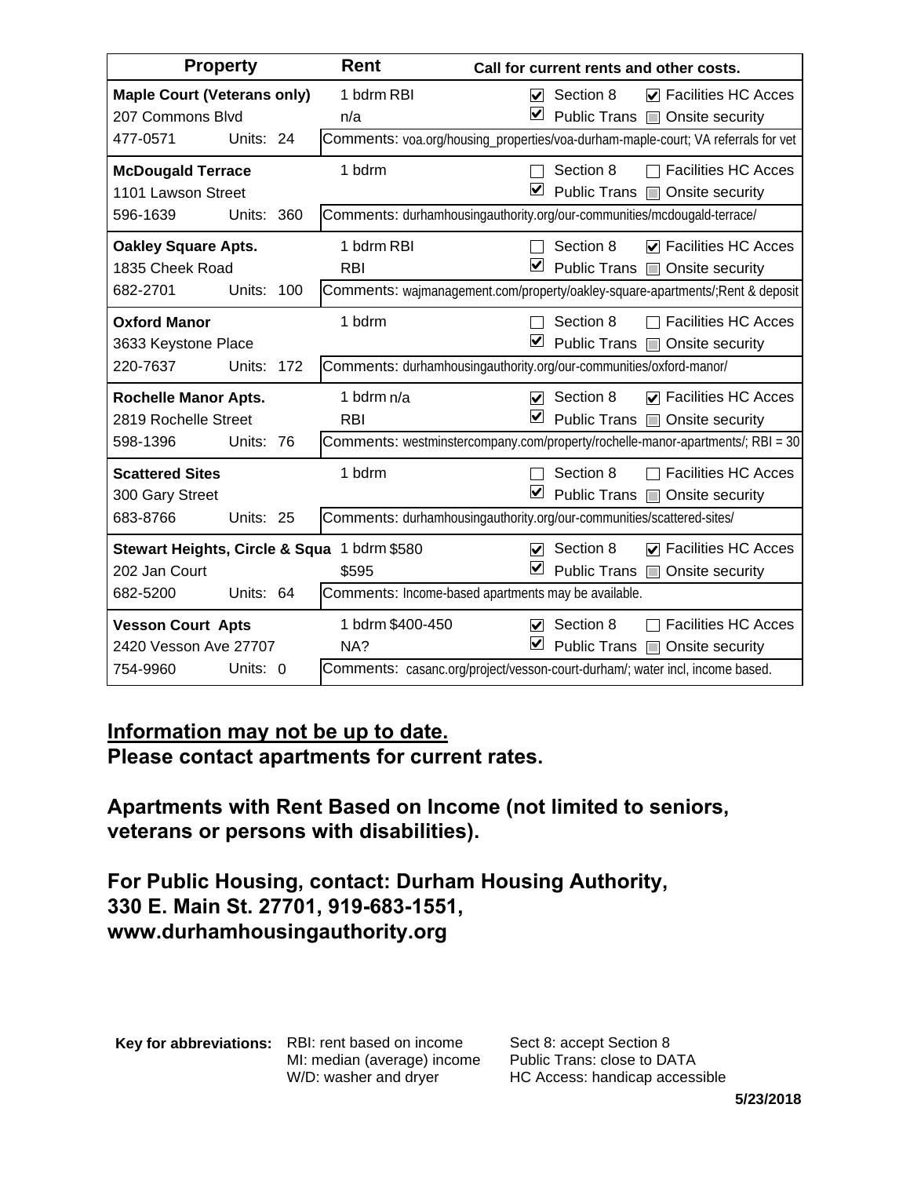| Property | Rent | Call for current rents and other costs. | |
|---|---|---|---|
| **Maple Court (Veterans only)** | 1 bdrm RBI | ☑ Section 8 | ☑ Facilities HC Acces |
| 207 Commons Blvd | n/a | ☑ Public Trans | ▪ Onsite security |
| 477-0571 Units: 24 | Comments: voa.org/housing_properties/voa-durham-maple-court; VA referrals for vet | | |
| **McDougald Terrace** | 1 bdrm | ☐ Section 8 | ☐ Facilities HC Acces |
| 1101 Lawson Street | | ☑ Public Trans | ▪ Onsite security |
| 596-1639 Units: 360 | Comments: durhamhousingauthority.org/our-communities/mcdougald-terrace/ | | |
| **Oakley Square Apts.** | 1 bdrm RBI | ☐ Section 8 | ☑ Facilities HC Acces |
| 1835 Cheek Road | RBI | ☑ Public Trans | ▪ Onsite security |
| 682-2701 Units: 100 | Comments: wajmanagement.com/property/oakley-square-apartments/;Rent & deposit | | |
| **Oxford Manor** | 1 bdrm | ☐ Section 8 | ☐ Facilities HC Acces |
| 3633 Keystone Place | | ☑ Public Trans | ▪ Onsite security |
| 220-7637 Units: 172 | Comments: durhamhousingauthority.org/our-communities/oxford-manor/ | | |
| **Rochelle Manor Apts.** | 1 bdrm n/a | ☑ Section 8 | ☑ Facilities HC Acces |
| 2819 Rochelle Street | RBI | ☑ Public Trans | ▪ Onsite security |
| 598-1396 Units: 76 | Comments: westminstercompany.com/property/rochelle-manor-apartments/; RBI = 30 | | |
| **Scattered Sites** | 1 bdrm | ☐ Section 8 | ☐ Facilities HC Acces |
| 300 Gary Street | | ☑ Public Trans | ▪ Onsite security |
| 683-8766 Units: 25 | Comments: durhamhousingauthority.org/our-communities/scattered-sites/ | | |
| **Stewart Heights, Circle & Squa** | 1 bdrm $580 | ☑ Section 8 | ☑ Facilities HC Acces |
| 202 Jan Court | $595 | ☑ Public Trans | ▪ Onsite security |
| 682-5200 Units: 64 | Comments: Income-based apartments may be available. | | |
| **Vesson Court Apts** | 1 bdrm $400-450 | ☑ Section 8 | ☐ Facilities HC Acces |
| 2420 Vesson Ave 27707 | NA? | ☑ Public Trans | ▪ Onsite security |
| 754-9960 Units: 0 | Comments: casanc.org/project/vesson-court-durham/; water incl, income based. | | |

**Information may not be up to date.**
**Please contact apartments for current rates.**

**Apartments with Rent Based on Income (not limited to seniors, veterans or persons with disabilities).**

**For Public Housing, contact: Durham Housing Authority, 330 E. Main St. 27701, 919-683-1551, www.durhamhousingauthority.org**

**Key for abbreviations:** RBI: rent based on income; MI: median (average) income; W/D: washer and dryer; Sect 8: accept Section 8; Public Trans: close to DATA; HC Access: handicap accessible

5/23/2018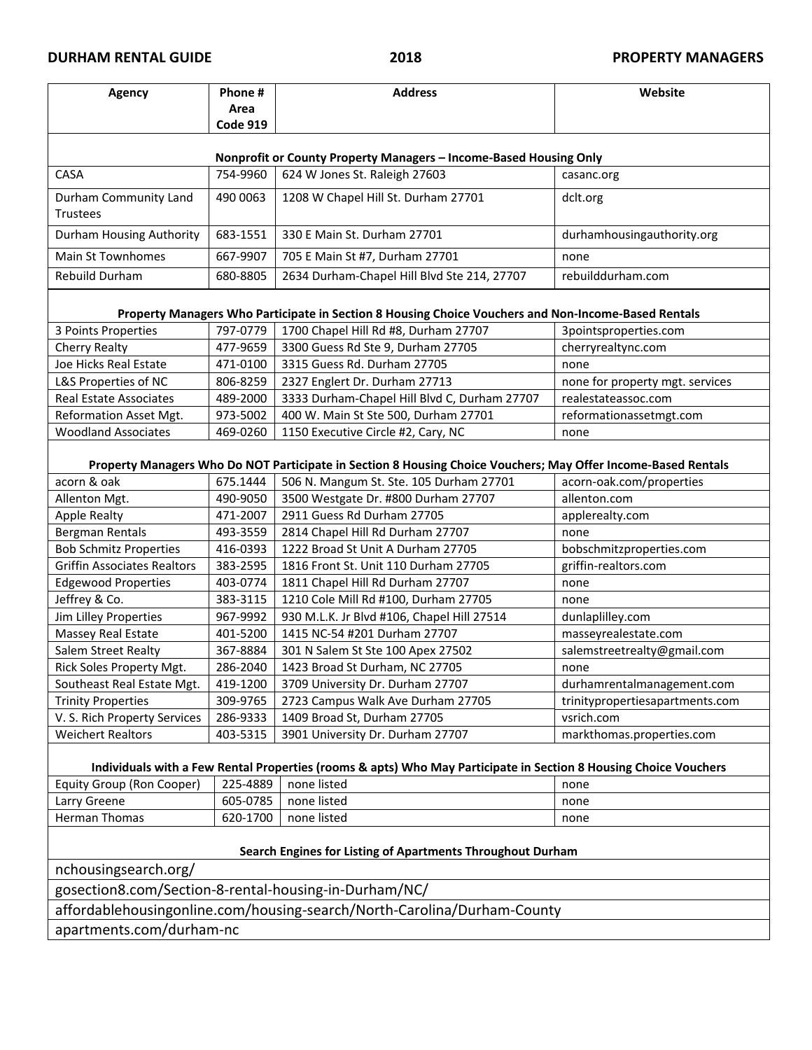**DURHAM RENTAL GUIDE** **2018** **PROPERTY MANAGERS**

| Agency | Phone # Area Code 919 | Address | Website |
|---|---|---|---|
| **Nonprofit or County Property Managers – Income-Based Housing Only** | | | |
| CASA | 754-9960 | 624 W Jones St. Raleigh 27603 | casanc.org |
| Durham Community Land Trustees | 490 0063 | 1208 W Chapel Hill St. Durham 27701 | dclt.org |
| Durham Housing Authority | 683-1551 | 330 E Main St. Durham 27701 | durhamhousingauthority.org |
| Main St Townhomes | 667-9907 | 705 E Main St #7, Durham 27701 | none |
| Rebuild Durham | 680-8805 | 2634 Durham-Chapel Hill Blvd Ste 214, 27707 | rebuilddurham.com |
| **Property Managers Who Participate in Section 8 Housing Choice Vouchers and Non-Income-Based Rentals** | | | |
| 3 Points Properties | 797-0779 | 1700 Chapel Hill Rd #8, Durham 27707 | 3pointsproperties.com |
| Cherry Realty | 477-9659 | 3300 Guess Rd Ste 9, Durham 27705 | cherryrealtync.com |
| Joe Hicks Real Estate | 471-0100 | 3315 Guess Rd. Durham 27705 | none |
| L&S Properties of NC | 806-8259 | 2327 Englert Dr. Durham 27713 | none for property mgt. services |
| Real Estate Associates | 489-2000 | 3333 Durham-Chapel Hill Blvd C, Durham 27707 | realestateassoc.com |
| Reformation Asset Mgt. | 973-5002 | 400 W. Main St Ste 500, Durham 27701 | reformationassetmgt.com |
| Woodland Associates | 469-0260 | 1150 Executive Circle #2, Cary, NC | none |
| **Property Managers Who Do NOT Participate in Section 8 Housing Choice Vouchers; May Offer Income-Based Rentals** | | | |
| acorn & oak | 675.1444 | 506 N. Mangum St. Ste. 105 Durham 27701 | acorn-oak.com/properties |
| Allenton Mgt. | 490-9050 | 3500 Westgate Dr. #800 Durham 27707 | allenton.com |
| Apple Realty | 471-2007 | 2911 Guess Rd Durham 27705 | applerealty.com |
| Bergman Rentals | 493-3559 | 2814 Chapel Hill Rd Durham 27707 | none |
| Bob Schmitz Properties | 416-0393 | 1222 Broad St Unit A Durham 27705 | bobschmitzproperties.com |
| Griffin Associates Realtors | 383-2595 | 1816 Front St. Unit 110 Durham 27705 | griffin-realtors.com |
| Edgewood Properties | 403-0774 | 1811 Chapel Hill Rd Durham 27707 | none |
| Jeffrey & Co. | 383-3115 | 1210 Cole Mill Rd #100, Durham 27705 | none |
| Jim Lilley Properties | 967-9992 | 930 M.L.K. Jr Blvd #106, Chapel Hill 27514 | dunlaplilley.com |
| Massey Real Estate | 401-5200 | 1415 NC-54 #201 Durham 27707 | masseyrealestate.com |
| Salem Street Realty | 367-8884 | 301 N Salem St Ste 100 Apex 27502 | salemstreetrealty@gmail.com |
| Rick Soles Property Mgt. | 286-2040 | 1423 Broad St Durham, NC 27705 | none |
| Southeast Real Estate Mgt. | 419-1200 | 3709 University Dr. Durham 27707 | durhamrentalmanagement.com |
| Trinity Properties | 309-9765 | 2723 Campus Walk Ave Durham 27705 | trinitypropertiesapartments.com |
| V. S. Rich Property Services | 286-9333 | 1409 Broad St, Durham 27705 | vsrich.com |
| Weichert Realtors | 403-5315 | 3901 University Dr. Durham 27707 | markthomas.properties.com |
| **Individuals with a Few Rental Properties (rooms & apts) Who May Participate in Section 8 Housing Choice Vouchers** | | | |
| Equity Group (Ron Cooper) | 225-4889 | none listed | none |
| Larry Greene | 605-0785 | none listed | none |
| Herman Thomas | 620-1700 | none listed | none |
| **Search Engines for Listing of Apartments Throughout Durham** | | | |
| nchousingsearch.org/ | | | |
| gosection8.com/Section-8-rental-housing-in-Durham/NC/ | | | |
| affordablehousingonline.com/housing-search/North-Carolina/Durham-County | | | |
| apartments.com/durham-nc | | | |